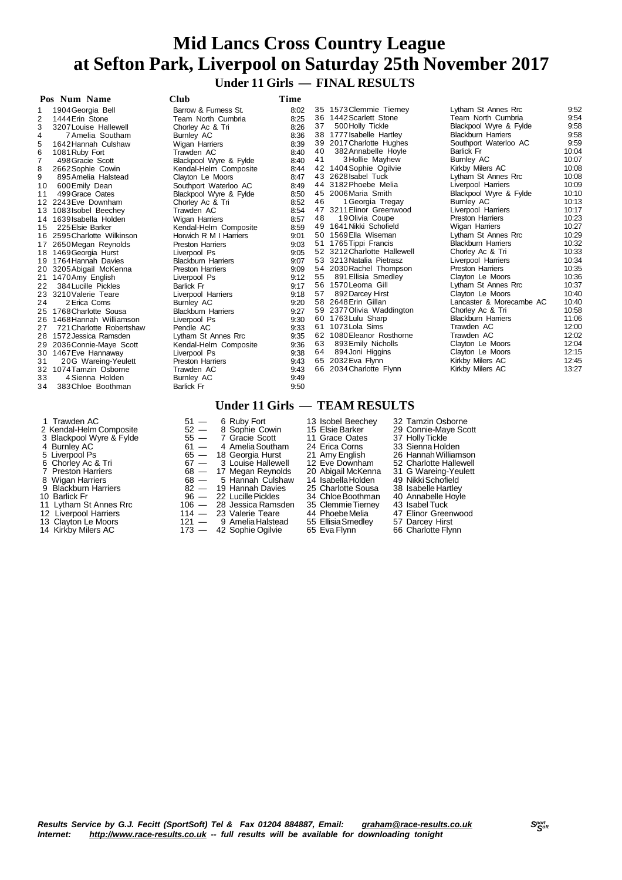# Mid Lancs Cross Country League
# at Sefton Park, Liverpool on Saturday 25th November 2017

## Under 11 Girls — FINAL RESULTS

| Pos | Num | Name | Club | Time |
|---|---|---|---|---|
| 1 | 1904 | Georgia Bell | Barrow & Furness St. | 8:02 |
| 2 | 1444 | Erin Stone | Team North Cumbria | 8:25 |
| 3 | 3207 | Louise Hallewell | Chorley Ac & Tri | 8:26 |
| 4 | 7 | Amelia Southam | Burnley AC | 8:36 |
| 5 | 1642 | Hannah Culshaw | Wigan Harriers | 8:39 |
| 6 | 1081 | Ruby Fort | Trawden AC | 8:40 |
| 7 | 498 | Gracie Scott | Blackpool Wyre & Fylde | 8:40 |
| 8 | 2662 | Sophie Cowin | Kendal-Helm Composite | 8:44 |
| 9 | 895 | Amelia Halstead | Clayton Le Moors | 8:47 |
| 10 | 600 | Emily Dean | Southport Waterloo AC | 8:49 |
| 11 | 499 | Grace Oates | Blackpool Wyre & Fylde | 8:50 |
| 12 | 2243 | Eve Downham | Chorley Ac & Tri | 8:52 |
| 13 | 1083 | Isobel Beechey | Trawden AC | 8:54 |
| 14 | 1639 | Isabella Holden | Wigan Harriers | 8:57 |
| 15 | 225 | Elsie Barker | Kendal-Helm Composite | 8:59 |
| 16 | 2595 | Charlotte Wilkinson | Horwich R M I Harriers | 9:01 |
| 17 | 2650 | Megan Reynolds | Preston Harriers | 9:03 |
| 18 | 1469 | Georgia Hurst | Liverpool Ps | 9:05 |
| 19 | 1764 | Hannah Davies | Blackburn Harriers | 9:07 |
| 20 | 3205 | Abigail McKenna | Preston Harriers | 9:09 |
| 21 | 1470 | Amy English | Liverpool Ps | 9:12 |
| 22 | 384 | Lucille Pickles | Barlick Fr | 9:17 |
| 23 | 3210 | Valerie Teare | Liverpool Harriers | 9:18 |
| 24 | 2 | Erica Corns | Burnley AC | 9:20 |
| 25 | 1768 | Charlotte Sousa | Blackburn Harriers | 9:27 |
| 26 | 1468 | Hannah Williamson | Liverpool Ps | 9:30 |
| 27 | 721 | Charlotte Robertshaw | Pendle AC | 9:33 |
| 28 | 1572 | Jessica Ramsden | Lytham St Annes Rrc | 9:35 |
| 29 | 2036 | Connie-Maye Scott | Kendal-Helm Composite | 9:36 |
| 30 | 1467 | Eve Hannaway | Liverpool Ps | 9:38 |
| 31 | 20 | G Wareing-Yeulett | Preston Harriers | 9:43 |
| 32 | 1074 | Tamzin Osborne | Trawden AC | 9:43 |
| 33 | 4 | Sienna Holden | Burnley AC | 9:49 |
| 34 | 383 | Chloe Boothman | Barlick Fr | 9:50 |
| 35 | 1573 | Clemmie Tierney | Lytham St Annes Rrc | 9:52 |
| 36 | 1442 | Scarlett Stone | Team North Cumbria | 9:54 |
| 37 | 500 | Holly Tickle | Blackpool Wyre & Fylde | 9:58 |
| 38 | 1777 | Isabelle Hartley | Blackburn Harriers | 9:58 |
| 39 | 2017 | Charlotte Hughes | Southport Waterloo AC | 9:59 |
| 40 | 382 | Annabelle Hoyle | Barlick Fr | 10:04 |
| 41 | 3 | Hollie Mayhew | Burnley AC | 10:07 |
| 42 | 1404 | Sophie Ogilvie | Kirkby Milers AC | 10:08 |
| 43 | 2628 | Isabel Tuck | Lytham St Annes Rrc | 10:08 |
| 44 | 3182 | Phoebe Melia | Liverpool Harriers | 10:09 |
| 45 | 2006 | Maria Smith | Blackpool Wyre & Fylde | 10:10 |
| 46 | 1 | Georgia Tregay | Burnley AC | 10:13 |
| 47 | 3211 | Elinor Greenwood | Liverpool Harriers | 10:17 |
| 48 | 19 | Olivia Coupe | Preston Harriers | 10:23 |
| 49 | 1641 | Nikki Schofield | Wigan Harriers | 10:27 |
| 50 | 1569 | Ella Wiseman | Lytham St Annes Rrc | 10:29 |
| 51 | 1765 | Tippi Francis | Blackburn Harriers | 10:32 |
| 52 | 3212 | Charlotte Hallewell | Chorley Ac & Tri | 10:33 |
| 53 | 3213 | Natalia Pietrasz | Liverpool Harriers | 10:34 |
| 54 | 2030 | Rachel Thompson | Preston Harriers | 10:35 |
| 55 | 891 | Ellisia Smedley | Clayton Le Moors | 10:36 |
| 56 | 1570 | Leoma Gill | Lytham St Annes Rrc | 10:37 |
| 57 | 892 | Darcey Hirst | Clayton Le Moors | 10:40 |
| 58 | 2648 | Erin Gillan | Lancaster & Morecambe AC | 10:40 |
| 59 | 2377 | Olivia Waddington | Chorley Ac & Tri | 10:58 |
| 60 | 1763 | Lulu Sharp | Blackburn Harriers | 11:06 |
| 61 | 1073 | Lola Sims | Trawden AC | 12:00 |
| 62 | 1080 | Eleanor Rosthorne | Trawden AC | 12:02 |
| 63 | 893 | Emily Nicholls | Clayton Le Moors | 12:04 |
| 64 | 894 | Joni Higgins | Clayton Le Moors | 12:15 |
| 65 | 2032 | Eva Flynn | Kirkby Milers AC | 12:45 |
| 66 | 2034 | Charlotte Flynn | Kirkby Milers AC | 13:27 |

## Under 11 Girls — TEAM RESULTS

| Pos | Team | Points | 1st | 2nd | 3rd | 4th |
|---|---|---|---|---|---|---|
| 1 | Trawden AC | 51 | 6 Ruby Fort | 13 Isobel Beechey | 32 Tamzin Osborne | |
| 2 | Kendal-Helm Composite | 52 | 8 Sophie Cowin | 15 Elsie Barker | 29 Connie-Maye Scott | |
| 3 | Blackpool Wyre & Fylde | 55 | 7 Gracie Scott | 11 Grace Oates | 37 Holly Tickle | |
| 4 | Burnley AC | 61 | 4 Amelia Southam | 24 Erica Corns | 33 Sienna Holden | |
| 5 | Liverpool Ps | 65 | 18 Georgia Hurst | 21 Amy English | 26 Hannah Williamson | |
| 6 | Chorley Ac & Tri | 67 | 3 Louise Hallewell | 12 Eve Downham | 52 Charlotte Hallewell | |
| 7 | Preston Harriers | 68 | 17 Megan Reynolds | 20 Abigail McKenna | 31 G Wareing-Yeulett | |
| 8 | Wigan Harriers | 68 | 5 Hannah Culshaw | 14 Isabella Holden | 49 Nikki Schofield | |
| 9 | Blackburn Harriers | 82 | 19 Hannah Davies | 25 Charlotte Sousa | 38 Isabelle Hartley | |
| 10 | Barlick Fr | 96 | 22 Lucille Pickles | 34 Chloe Boothman | 40 Annabelle Hoyle | |
| 11 | Lytham St Annes Rrc | 106 | 28 Jessica Ramsden | 35 Clemmie Tierney | 43 Isabel Tuck | |
| 12 | Liverpool Harriers | 114 | 23 Valerie Teare | 44 Phoebe Melia | 47 Elinor Greenwood | |
| 13 | Clayton Le Moors | 121 | 9 Amelia Halstead | 55 Ellisia Smedley | 57 Darcey Hirst | |
| 14 | Kirkby Milers AC | 173 | 42 Sophie Ogilvie | 65 Eva Flynn | 66 Charlotte Flynn | |

*Results Service by G.J. Fecitt (SportSoft) Tel & Fax 01204 884887, Email: graham@race-results.co.uk*
*Internet: http://www.race-results.co.uk -- full results will be available for downloading tonight*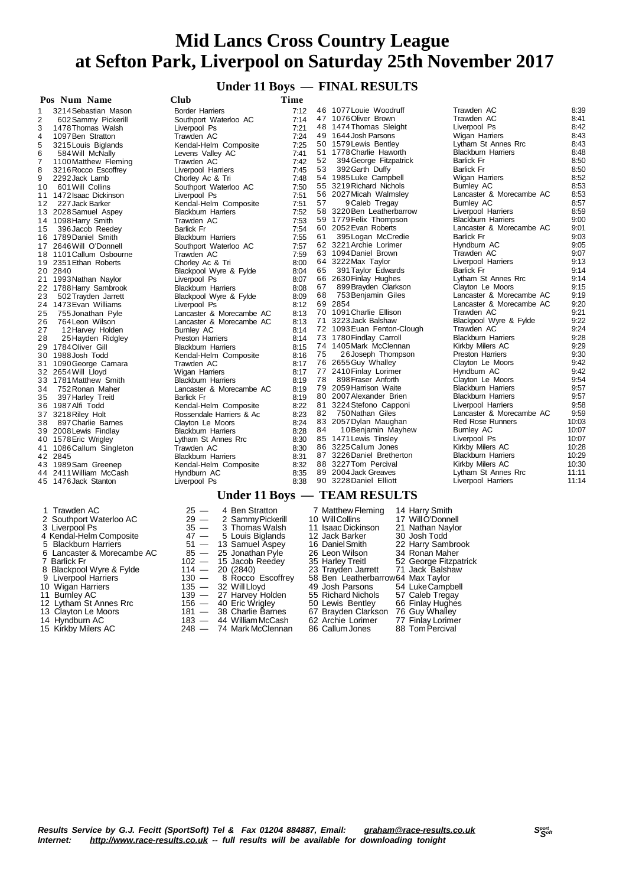# Mid Lancs Cross Country League
# at Sefton Park, Liverpool on Saturday 25th November 2017

## Under 11 Boys — FINAL RESULTS

| Pos | Num | Name | Club | Time |
|---|---|---|---|---|
| 1 | 3214 | Sebastian Mason | Border Harriers | 7:12 |
| 2 | 602 | Sammy Pickerill | Southport Waterloo AC | 7:14 |
| 3 | 1478 | Thomas Walsh | Liverpool Ps | 7:21 |
| 4 | 1097 | Ben Stratton | Trawden AC | 7:24 |
| 5 | 3215 | Louis Biglands | Kendal-Helm Composite | 7:25 |
| 6 | 584 | Will McNally | Levens Valley AC | 7:41 |
| 7 | 1100 | Matthew Fleming | Trawden AC | 7:42 |
| 8 | 3216 | Rocco Escoffrey | Liverpool Harriers | 7:45 |
| 9 | 2292 | Jack Lamb | Chorley Ac & Tri | 7:48 |
| 10 | 601 | Will Collins | Southport Waterloo AC | 7:50 |
| 11 | 1472 | Isaac Dickinson | Liverpool Ps | 7:51 |
| 12 | 227 | Jack Barker | Kendal-Helm Composite | 7:51 |
| 13 | 2028 | Samuel Aspey | Blackburn Harriers | 7:52 |
| 14 | 1098 | Harry Smith | Trawden AC | 7:53 |
| 15 | 396 | Jacob Reedey | Barlick Fr | 7:54 |
| 16 | 1789 | Daniel Smith | Blackburn Harriers | 7:55 |
| 17 | 2646 | Will O'Donnell | Southport Waterloo AC | 7:57 |
| 18 | 1101 | Callum Osbourne | Trawden AC | 7:59 |
| 19 | 2351 | Ethan Roberts | Chorley Ac & Tri | 8:00 |
| 20 | 2840 | | Blackpool Wyre & Fylde | 8:04 |
| 21 | 1993 | Nathan Naylor | Liverpool Ps | 8:07 |
| 22 | 1788 | Harry Sambrook | Blackburn Harriers | 8:08 |
| 23 | 502 | Trayden Jarrett | Blackpool Wyre & Fylde | 8:09 |
| 24 | 1473 | Evan Williams | Liverpool Ps | 8:12 |
| 25 | 755 | Jonathan Pyle | Lancaster & Morecambe AC | 8:13 |
| 26 | 764 | Leon Wilson | Lancaster & Morecambe AC | 8:13 |
| 27 | 12 | Harvey Holden | Burnley AC | 8:14 |
| 28 | 25 | Hayden Ridgley | Preston Harriers | 8:14 |
| 29 | 1784 | Oliver Gill | Blackburn Harriers | 8:15 |
| 30 | 1988 | Josh Todd | Kendal-Helm Composite | 8:16 |
| 31 | 1090 | George Camara | Trawden AC | 8:17 |
| 32 | 2654 | Will Lloyd | Wigan Harriers | 8:17 |
| 33 | 1781 | Matthew Smith | Blackburn Harriers | 8:19 |
| 34 | 752 | Ronan Maher | Lancaster & Morecambe AC | 8:19 |
| 35 | 397 | Harley Treitl | Barlick Fr | 8:19 |
| 36 | 1987 | Alfi Todd | Kendal-Helm Composite | 8:22 |
| 37 | 3218 | Riley Holt | Rossendale Harriers & Ac | 8:23 |
| 38 | 897 | Charlie Barnes | Clayton Le Moors | 8:24 |
| 39 | 2008 | Lewis Findlay | Blackburn Harriers | 8:28 |
| 40 | 1578 | Eric Wrigley | Lytham St Annes Rrc | 8:30 |
| 41 | 1086 | Callum Singleton | Trawden AC | 8:30 |
| 42 | 2845 | | Blackburn Harriers | 8:31 |
| 43 | 1989 | Sam Greenep | Kendal-Helm Composite | 8:32 |
| 44 | 2411 | William McCash | Hyndburn AC | 8:35 |
| 45 | 1476 | Jack Stanton | Liverpool Ps | 8:38 |
| 46 | 1077 | Louie Woodruff | Trawden AC | 8:39 |
| 47 | 1076 | Oliver Brown | Trawden AC | 8:41 |
| 48 | 1474 | Thomas Sleight | Liverpool Ps | 8:42 |
| 49 | 1644 | Josh Parsons | Wigan Harriers | 8:43 |
| 50 | 1579 | Lewis Bentley | Lytham St Annes Rrc | 8:43 |
| 51 | 1778 | Charlie Haworth | Blackburn Harriers | 8:48 |
| 52 | 394 | George Fitzpatrick | Barlick Fr | 8:50 |
| 53 | 392 | Garth Duffy | Barlick Fr | 8:50 |
| 54 | 1985 | Luke Campbell | Wigan Harriers | 8:52 |
| 55 | 3219 | Richard Nichols | Burnley AC | 8:53 |
| 56 | 2027 | Micah Walmsley | Lancaster & Morecambe AC | 8:53 |
| 57 | 9 | Caleb Tregay | Burnley AC | 8:57 |
| 58 | 3220 | Ben Leatherbarrow | Liverpool Harriers | 8:59 |
| 59 | 1779 | Felix Thompson | Blackburn Harriers | 9:00 |
| 60 | 2052 | Evan Roberts | Lancaster & Morecambe AC | 9:01 |
| 61 | 395 | Logan McCredie | Barlick Fr | 9:03 |
| 62 | 3221 | Archie Lorimer | Hyndburn AC | 9:05 |
| 63 | 1094 | Daniel Brown | Trawden AC | 9:07 |
| 64 | 3222 | Max Taylor | Liverpool Harriers | 9:13 |
| 65 | 391 | Taylor Edwards | Barlick Fr | 9:14 |
| 66 | 2630 | Finlay Hughes | Lytham St Annes Rrc | 9:14 |
| 67 | 899 | Brayden Clarkson | Clayton Le Moors | 9:15 |
| 68 | 753 | Benjamin Giles | Lancaster & Morecambe AC | 9:19 |
| 69 | 2854 | | Lancaster & Morecambe AC | 9:20 |
| 70 | 1091 | Charlie Ellison | Trawden AC | 9:21 |
| 71 | 3223 | Jack Balshaw | Blackpool Wyre & Fylde | 9:22 |
| 72 | 1093 | Euan Fenton-Clough | Trawden AC | 9:24 |
| 73 | 1780 | Findlay Carroll | Blackburn Harriers | 9:28 |
| 74 | 1405 | Mark McClennan | Kirkby Milers AC | 9:29 |
| 75 | 26 | Joseph Thompson | Preston Harriers | 9:30 |
| 76 | 2655 | Guy Whalley | Clayton Le Moors | 9:42 |
| 77 | 2410 | Finlay Lorimer | Hyndburn AC | 9:42 |
| 78 | 898 | Fraser Anforth | Clayton Le Moors | 9:54 |
| 79 | 2059 | Harrison Waite | Blackburn Harriers | 9:57 |
| 80 | 2007 | Alexander Brien | Blackburn Harriers | 9:57 |
| 81 | 3224 | Stefono Capponi | Liverpool Harriers | 9:58 |
| 82 | 750 | Nathan Giles | Lancaster & Morecambe AC | 9:59 |
| 83 | 2057 | Dylan Maughan | Red Rose Runners | 10:03 |
| 84 | 10 | Benjamin Mayhew | Burnley AC | 10:07 |
| 85 | 1471 | Lewis Tinsley | Liverpool Ps | 10:07 |
| 86 | 3225 | Callum Jones | Kirkby Milers AC | 10:28 |
| 87 | 3226 | Daniel Bretherton | Blackburn Harriers | 10:29 |
| 88 | 3227 | Tom Percival | Kirkby Milers AC | 10:30 |
| 89 | 2004 | Jack Greaves | Lytham St Annes Rrc | 11:11 |
| 90 | 3228 | Daniel Elliott | Liverpool Harriers | 11:14 |

## Under 11 Boys — TEAM RESULTS

| Pos | Team | Points | 1st | 2nd | 3rd |
|---|---|---|---|---|---|
| 1 | Trawden AC | 25 | 4 Ben Stratton | 7 Matthew Fleming | 14 Harry Smith |
| 2 | Southport Waterloo AC | 29 | 2 Sammy Pickerill | 10 Will Collins | 17 Will O'Donnell |
| 3 | Liverpool Ps | 35 | 3 Thomas Walsh | 11 Isaac Dickinson | 21 Nathan Naylor |
| 4 | Kendal-Helm Composite | 47 | 5 Louis Biglands | 12 Jack Barker | 30 Josh Todd |
| 5 | Blackburn Harriers | 51 | 13 Samuel Aspey | 16 Daniel Smith | 22 Harry Sambrook |
| 6 | Lancaster & Morecambe AC | 85 | 25 Jonathan Pyle | 26 Leon Wilson | 34 Ronan Maher |
| 7 | Barlick Fr | 102 | 15 Jacob Reedey | 35 Harley Treitl | 52 George Fitzpatrick |
| 8 | Blackpool Wyre & Fylde | 114 | 20 (2840) | 23 Trayden Jarrett | 71 Jack Balshaw |
| 9 | Liverpool Harriers | 130 | 8 Rocco Escoffrey | 58 Ben Leatherbarrow | 64 Max Taylor |
| 10 | Wigan Harriers | 135 | 32 Will Lloyd | 49 Josh Parsons | 54 Luke Campbell |
| 11 | Burnley AC | 139 | 27 Harvey Holden | 55 Richard Nichols | 57 Caleb Tregay |
| 12 | Lytham St Annes Rrc | 156 | 40 Eric Wrigley | 50 Lewis Bentley | 66 Finlay Hughes |
| 13 | Clayton Le Moors | 181 | 38 Charlie Barnes | 67 Brayden Clarkson | 76 Guy Whalley |
| 14 | Hyndburn AC | 183 | 44 William McCash | 62 Archie Lorimer | 77 Finlay Lorimer |
| 15 | Kirkby Milers AC | 248 | 74 Mark McClennan | 86 Callum Jones | 88 Tom Percival |

*Results Service by G.J. Fecitt (SportSoft) Tel & Fax 01204 884887, Email: graham@race-results.co.uk*
*Internet: http://www.race-results.co.uk -- full results will be available for downloading tonight*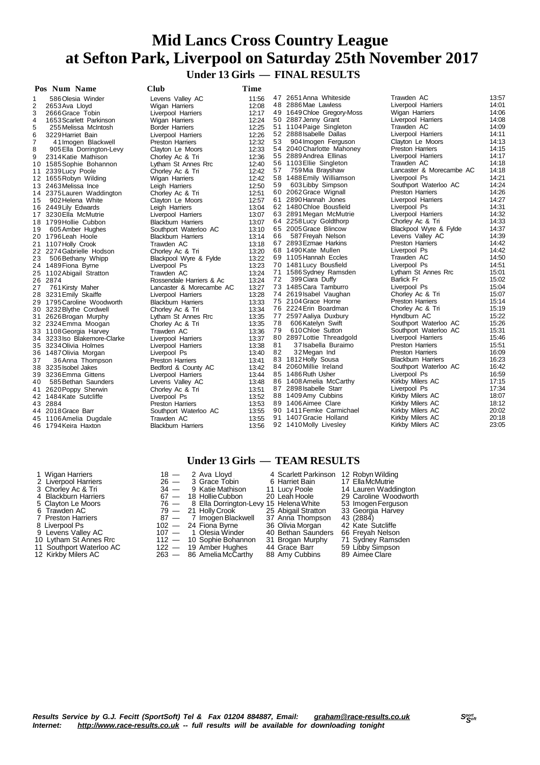# Mid Lancs Cross Country League
# at Sefton Park, Liverpool on Saturday 25th November 2017

## Under 13 Girls — FINAL RESULTS

| Pos | Num | Name | Club | Time |
|---|---|---|---|---|
| 1 | 586 | Olesia Winder | Levens Valley AC | 11:56 |
| 2 | 2653 | Ava Lloyd | Wigan Harriers | 12:08 |
| 3 | 2666 | Grace Tobin | Liverpool Harriers | 12:17 |
| 4 | 1653 | Scarlett Parkinson | Wigan Harriers | 12:24 |
| 5 | 255 | Melissa McIntosh | Border Harriers | 12:25 |
| 6 | 3229 | Harriet Bain | Liverpool Harriers | 12:26 |
| 7 | 41 | Imogen Blackwell | Preston Harriers | 12:32 |
| 8 | 905 | Ella Dorrington-Levy | Clayton Le Moors | 12:33 |
| 9 | 2314 | Katie Mathison | Chorley Ac & Tri | 12:36 |
| 10 | 1585 | Sophie Bohannon | Lytham St Annes Rrc | 12:40 |
| 11 | 2339 | Lucy Poole | Chorley Ac & Tri | 12:42 |
| 12 | 1655 | Robyn Wilding | Wigan Harriers | 12:42 |
| 13 | 2463 | Melissa Ince | Leigh Harriers | 12:50 |
| 14 | 2375 | Lauren Waddington | Chorley Ac & Tri | 12:51 |
| 15 | 902 | Helena White | Clayton Le Moors | 12:57 |
| 16 | 2449 | Lily Edwards | Leigh Harriers | 13:04 |
| 17 | 3230 | Ella McMutrie | Liverpool Harriers | 13:07 |
| 18 | 1799 | Hollie Cubbon | Blackburn Harriers | 13:07 |
| 19 | 605 | Amber Hughes | Southport Waterloo AC | 13:10 |
| 20 | 1796 | Leah Hoole | Blackburn Harriers | 13:14 |
| 21 | 1107 | Holly Crook | Trawden AC | 13:18 |
| 22 | 2274 | Gabrielle Hodson | Chorley Ac & Tri | 13:20 |
| 23 | 506 | Bethany Whipp | Blackpool Wyre & Fylde | 13:22 |
| 24 | 1489 | Fiona Byrne | Liverpool Ps | 13:23 |
| 25 | 1102 | Abigail Stratton | Trawden AC | 13:24 |
| 26 | 2874 | | Rossendale Harriers & Ac | 13:24 |
| 27 | 761 | Kirsty Maher | Lancaster & Morecambe AC | 13:27 |
| 28 | 3231 | Emily Skaiffe | Liverpool Harriers | 13:28 |
| 29 | 1795 | Caroline Woodworth | Blackburn Harriers | 13:33 |
| 30 | 3232 | Blythe Cordwell | Chorley Ac & Tri | 13:34 |
| 31 | 2626 | Brogan Murphy | Lytham St Annes Rrc | 13:35 |
| 32 | 2324 | Emma Moogan | Chorley Ac & Tri | 13:35 |
| 33 | 1108 | Georgia Harvey | Trawden AC | 13:36 |
| 34 | 3233 | Iso Blakemore-Clarke | Liverpool Harriers | 13:37 |
| 35 | 3234 | Olivia Holmes | Liverpool Harriers | 13:38 |
| 36 | 1487 | Olivia Morgan | Liverpool Ps | 13:40 |
| 37 | 36 | Anna Thompson | Preston Harriers | 13:41 |
| 38 | 3235 | Isobel Jakes | Bedford & County AC | 13:42 |
| 39 | 3236 | Emma Gittens | Liverpool Harriers | 13:44 |
| 40 | 585 | Bethan Saunders | Levens Valley AC | 13:48 |
| 41 | 2620 | Poppy Sherwin | Chorley Ac & Tri | 13:51 |
| 42 | 1484 | Kate Sutcliffe | Liverpool Ps | 13:52 |
| 43 | 2884 | | Preston Harriers | 13:53 |
| 44 | 2018 | Grace Barr | Southport Waterloo AC | 13:55 |
| 45 | 1106 | Amelia Dugdale | Trawden AC | 13:55 |
| 46 | 1794 | Keira Haxton | Blackburn Harriers | 13:56 |
| 47 | 2651 | Anna Whiteside | Trawden AC | 13:57 |
| 48 | 2886 | Mae Lawless | Liverpool Harriers | 14:01 |
| 49 | 1649 | Chloe Gregory-Moss | Wigan Harriers | 14:06 |
| 50 | 2887 | Jenny Grant | Liverpool Harriers | 14:08 |
| 51 | 1104 | Paige Singleton | Trawden AC | 14:09 |
| 52 | 2888 | Isabelle Dallas | Liverpool Harriers | 14:11 |
| 53 | 904 | Imogen Ferguson | Clayton Le Moors | 14:13 |
| 54 | 2040 | Charlotte Mahoney | Preston Harriers | 14:15 |
| 55 | 2889 | Andrea Ellinas | Liverpool Harriers | 14:17 |
| 56 | 1103 | Ellie Singleton | Trawden AC | 14:18 |
| 57 | 759 | Mia Brayshaw | Lancaster & Morecambe AC | 14:18 |
| 58 | 1488 | Emily Williamson | Liverpool Ps | 14:21 |
| 59 | 603 | Libby Simpson | Southport Waterloo AC | 14:24 |
| 60 | 2062 | Grace Wignall | Preston Harriers | 14:26 |
| 61 | 2890 | Hannah Jones | Liverpool Harriers | 14:27 |
| 62 | 1480 | Chloe Bousfield | Liverpool Ps | 14:31 |
| 63 | 2891 | Megan McMutrie | Liverpool Harriers | 14:32 |
| 64 | 2258 | Lucy Goldthorp | Chorley Ac & Tri | 14:33 |
| 65 | 2005 | Grace Blincow | Blackpool Wyre & Fylde | 14:37 |
| 66 | 587 | Freyah Nelson | Levens Valley AC | 14:39 |
| 67 | 2893 | Ezmae Harkins | Preston Harriers | 14:42 |
| 68 | 1490 | Kate Mullen | Liverpool Ps | 14:42 |
| 69 | 1105 | Hannah Eccles | Trawden AC | 14:50 |
| 70 | 1481 | Lucy Bousfield | Liverpool Ps | 14:51 |
| 71 | 1586 | Sydney Ramsden | Lytham St Annes Rrc | 15:01 |
| 72 | 399 | Ciara Duffy | Barlick Fr | 15:02 |
| 73 | 1485 | Cara Tamburro | Liverpool Ps | 15:04 |
| 74 | 2619 | Isabel Vaughan | Chorley Ac & Tri | 15:07 |
| 75 | 2104 | Grace Horne | Preston Harriers | 15:14 |
| 76 | 2224 | Erin Boardman | Chorley Ac & Tri | 15:19 |
| 77 | 2597 | Aaliya Duxbury | Hyndburn AC | 15:22 |
| 78 | 606 | Katelyn Swift | Southport Waterloo AC | 15:26 |
| 79 | 610 | Chloe Sutton | Southport Waterloo AC | 15:31 |
| 80 | 2897 | Lottie Threadgold | Liverpool Harriers | 15:46 |
| 81 | 37 | Isabella Buraimo | Preston Harriers | 15:51 |
| 82 | 32 | Megan Ind | Preston Harriers | 16:09 |
| 83 | 1812 | Holly Sousa | Blackburn Harriers | 16:23 |
| 84 | 2060 | Millie Ireland | Southport Waterloo AC | 16:42 |
| 85 | 1486 | Ruth Usher | Liverpool Ps | 16:59 |
| 86 | 1408 | Amelia McCarthy | Kirkby Milers AC | 17:15 |
| 87 | 2898 | Isabelle Starr | Liverpool Ps | 17:34 |
| 88 | 1409 | Amy Cubbins | Kirkby Milers AC | 18:07 |
| 89 | 1406 | Aimee Clare | Kirkby Milers AC | 18:12 |
| 90 | 1411 | Femke Carmichael | Kirkby Milers AC | 20:02 |
| 91 | 1407 | Gracie Holland | Kirkby Milers AC | 20:18 |
| 92 | 1410 | Molly Livesley | Kirkby Milers AC | 23:05 |

## Under 13 Girls — TEAM RESULTS

| Pos | Team | Points | 1st | 2nd | 3rd | 4th |
|---|---|---|---|---|---|---|
| 1 | Wigan Harriers | 18 — | 2 Ava Lloyd | 4 Scarlett Parkinson | 12 Robyn Wilding | |
| 2 | Liverpool Harriers | 26 — | 3 Grace Tobin | 6 Harriet Bain | 17 Ella McMutrie | |
| 3 | Chorley Ac & Tri | 34 — | 9 Katie Mathison | 11 Lucy Poole | 14 Lauren Waddington | |
| 4 | Blackburn Harriers | 67 — | 18 Hollie Cubbon | 20 Leah Hoole | 29 Caroline Woodworth | |
| 5 | Clayton Le Moors | 76 — | 8 Ella Dorrington-Levy | 15 Helena White | 53 Imogen Ferguson | |
| 6 | Trawden AC | 79 — | 21 Holly Crook | 25 Abigail Stratton | 33 Georgia Harvey | |
| 7 | Preston Harriers | 87 — | 7 Imogen Blackwell | 37 Anna Thompson | 43 (2884) | |
| 8 | Liverpool Ps | 102 — | 24 Fiona Byrne | 36 Olivia Morgan | 42 Kate Sutcliffe | |
| 9 | Levens Valley AC | 107 — | 1 Olesia Winder | 40 Bethan Saunders | 66 Freyah Nelson | |
| 10 | Lytham St Annes Rrc | 112 — | 10 Sophie Bohannon | 31 Brogan Murphy | 71 Sydney Ramsden | |
| 11 | Southport Waterloo AC | 122 — | 19 Amber Hughes | 44 Grace Barr | 59 Libby Simpson | |
| 12 | Kirkby Milers AC | 263 — | 86 Amelia McCarthy | 88 Amy Cubbins | 89 Aimee Clare | |

*Results Service by G.J. Fecitt (SportSoft) Tel & Fax 01204 884887, Email: graham@race-results.co.uk*
*Internet: http://www.race-results.co.uk -- full results will be available for downloading tonight*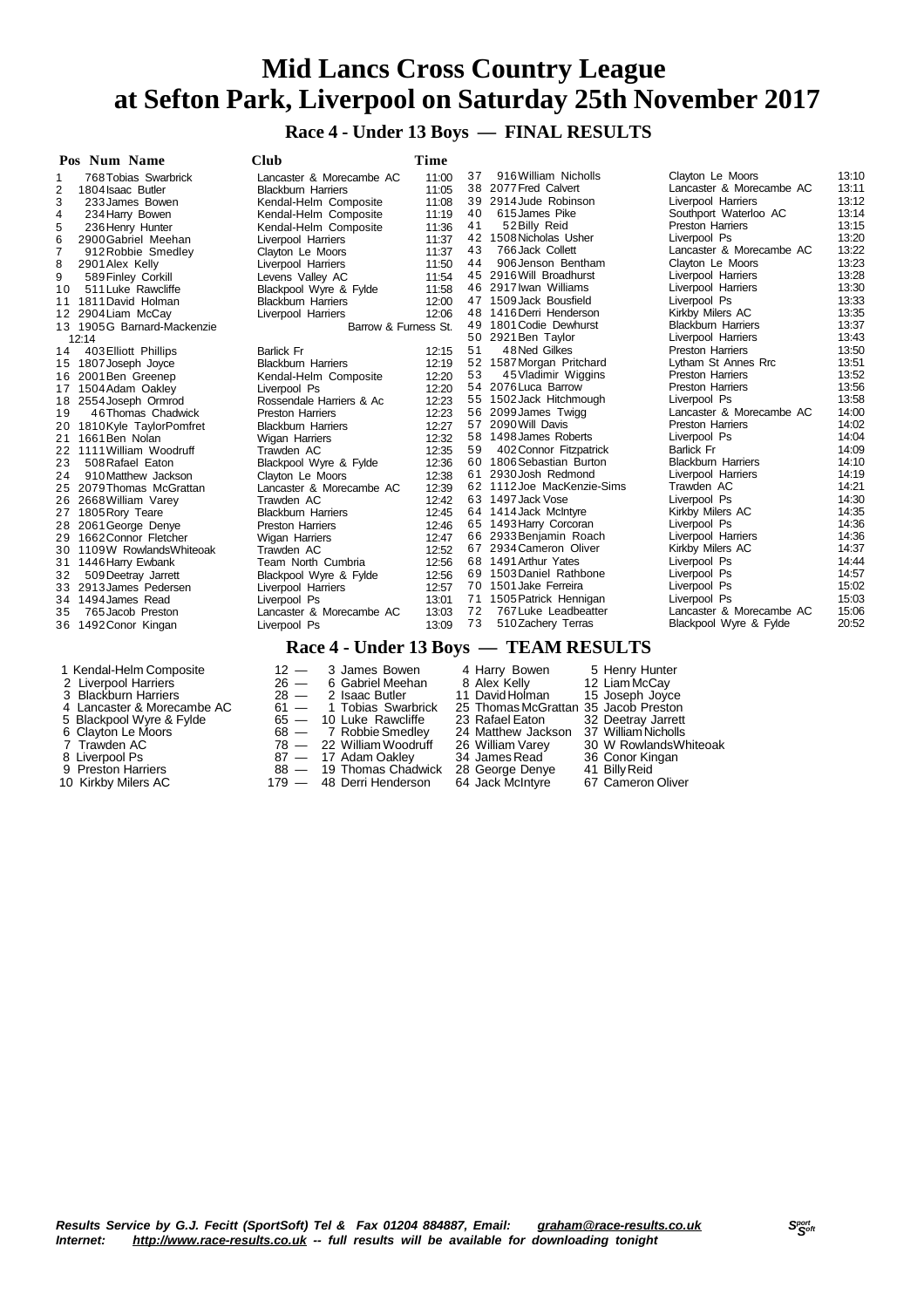# Mid Lancs Cross Country League at Sefton Park, Liverpool on Saturday 25th November 2017

## Race 4 - Under 13 Boys — FINAL RESULTS

| Pos | Num | Name | Club | Time |
|---|---|---|---|---|
| 1 | 768 | Tobias Swarbrick | Lancaster & Morecambe AC | 11:00 |
| 2 | 1804 | Isaac Butler | Blackburn Harriers | 11:05 |
| 3 | 233 | James Bowen | Kendal-Helm Composite | 11:08 |
| 4 | 234 | Harry Bowen | Kendal-Helm Composite | 11:19 |
| 5 | 236 | Henry Hunter | Kendal-Helm Composite | 11:36 |
| 6 | 2900 | Gabriel Meehan | Liverpool Harriers | 11:37 |
| 7 | 912 | Robbie Smedley | Clayton Le Moors | 11:37 |
| 8 | 2901 | Alex Kelly | Liverpool Harriers | 11:50 |
| 9 | 589 | Finley Corkill | Levens Valley AC | 11:54 |
| 10 | 511 | Luke Rawcliffe | Blackpool Wyre & Fylde | 11:58 |
| 11 | 1811 | David Holman | Blackburn Harriers | 12:00 |
| 12 | 2904 | Liam McCay | Liverpool Harriers | 12:06 |
| 13 | 1905 | G Barnard-Mackenzie | Barrow & Furness St. | 12:14 |
| 14 | 403 | Elliott Phillips | Barlick Fr | 12:15 |
| 15 | 1807 | Joseph Joyce | Blackburn Harriers | 12:19 |
| 16 | 2001 | Ben Greenep | Kendal-Helm Composite | 12:20 |
| 17 | 1504 | Adam Oakley | Liverpool Ps | 12:20 |
| 18 | 2554 | Joseph Ormrod | Rossendale Harriers & Ac | 12:23 |
| 19 | 46 | Thomas Chadwick | Preston Harriers | 12:23 |
| 20 | 1810 | Kyle TaylorPomfret | Blackburn Harriers | 12:27 |
| 21 | 1661 | Ben Nolan | Wigan Harriers | 12:32 |
| 22 | 1111 | William Woodruff | Trawden AC | 12:35 |
| 23 | 508 | Rafael Eaton | Blackpool Wyre & Fylde | 12:36 |
| 24 | 910 | Matthew Jackson | Clayton Le Moors | 12:38 |
| 25 | 2079 | Thomas McGrattan | Lancaster & Morecambe AC | 12:39 |
| 26 | 2668 | William Varey | Trawden AC | 12:42 |
| 27 | 1805 | Rory Teare | Blackburn Harriers | 12:45 |
| 28 | 2061 | George Denye | Preston Harriers | 12:46 |
| 29 | 1662 | Connor Fletcher | Wigan Harriers | 12:47 |
| 30 | 1109 | W RowlandsWhiteoak | Trawden AC | 12:52 |
| 31 | 1446 | Harry Ewbank | Team North Cumbria | 12:56 |
| 32 | 509 | Deetray Jarrett | Blackpool Wyre & Fylde | 12:56 |
| 33 | 2913 | James Pedersen | Liverpool Harriers | 12:57 |
| 34 | 1494 | James Read | Liverpool Ps | 13:01 |
| 35 | 765 | Jacob Preston | Lancaster & Morecambe AC | 13:03 |
| 36 | 1492 | Conor Kingan | Liverpool Ps | 13:09 |
| 37 | 916 | William Nicholls | Clayton Le Moors | 13:10 |
| 38 | 2077 | Fred Calvert | Lancaster & Morecambe AC | 13:11 |
| 39 | 2914 | Jude Robinson | Liverpool Harriers | 13:12 |
| 40 | 615 | James Pike | Southport Waterloo AC | 13:14 |
| 41 | 52 | Billy Reid | Preston Harriers | 13:15 |
| 42 | 1508 | Nicholas Usher | Liverpool Ps | 13:20 |
| 43 | 766 | Jack Collett | Lancaster & Morecambe AC | 13:22 |
| 44 | 906 | Jenson Bentham | Clayton Le Moors | 13:23 |
| 45 | 2916 | Will Broadhurst | Liverpool Harriers | 13:28 |
| 46 | 2917 | Iwan Williams | Liverpool Harriers | 13:30 |
| 47 | 1509 | Jack Bousfield | Liverpool Ps | 13:33 |
| 48 | 1416 | Derri Henderson | Kirkby Milers AC | 13:35 |
| 49 | 1801 | Codie Dewhurst | Blackburn Harriers | 13:37 |
| 50 | 2921 | Ben Taylor | Liverpool Harriers | 13:43 |
| 51 | 48 | Ned Gilkes | Preston Harriers | 13:50 |
| 52 | 1587 | Morgan Pritchard | Lytham St Annes Rrc | 13:51 |
| 53 | 45 | Vladimir Wiggins | Preston Harriers | 13:52 |
| 54 | 2076 | Luca Barrow | Preston Harriers | 13:56 |
| 55 | 1502 | Jack Hitchmough | Liverpool Ps | 13:58 |
| 56 | 2099 | James Twigg | Lancaster & Morecambe AC | 14:00 |
| 57 | 2090 | Will Davis | Preston Harriers | 14:02 |
| 58 | 1498 | James Roberts | Liverpool Ps | 14:04 |
| 59 | 402 | Connor Fitzpatrick | Barlick Fr | 14:09 |
| 60 | 1806 | Sebastian Burton | Blackburn Harriers | 14:10 |
| 61 | 2930 | Josh Redmond | Liverpool Harriers | 14:19 |
| 62 | 1112 | Joe MacKenzie-Sims | Trawden AC | 14:21 |
| 63 | 1497 | Jack Vose | Liverpool Ps | 14:30 |
| 64 | 1414 | Jack McIntyre | Kirkby Milers AC | 14:35 |
| 65 | 1493 | Harry Corcoran | Liverpool Ps | 14:36 |
| 66 | 2933 | Benjamin Roach | Liverpool Harriers | 14:36 |
| 67 | 2934 | Cameron Oliver | Kirkby Milers AC | 14:37 |
| 68 | 1491 | Arthur Yates | Liverpool Ps | 14:44 |
| 69 | 1503 | Daniel Rathbone | Liverpool Ps | 14:57 |
| 70 | 1501 | Jake Ferreira | Liverpool Ps | 15:02 |
| 71 | 1505 | Patrick Hennigan | Liverpool Ps | 15:03 |
| 72 | 767 | Luke Leadbeatter | Lancaster & Morecambe AC | 15:06 |
| 73 | 510 | Zachery Terras | Blackpool Wyre & Fylde | 20:52 |

## Race 4 - Under 13 Boys — TEAM RESULTS

| Pos | Team | Points | Runner 1 | Runner 2 | Runner 3 |
|---|---|---|---|---|---|
| 1 | Kendal-Helm Composite | 12 | 3 James Bowen | 4 Harry Bowen | 5 Henry Hunter |
| 2 | Liverpool Harriers | 26 | 6 Gabriel Meehan | 8 Alex Kelly | 12 Liam McCay |
| 3 | Blackburn Harriers | 28 | 2 Isaac Butler | 11 David Holman | 15 Joseph Joyce |
| 4 | Lancaster & Morecambe AC | 61 | 1 Tobias Swarbrick | 25 Thomas McGrattan | 35 Jacob Preston |
| 5 | Blackpool Wyre & Fylde | 65 | 10 Luke Rawcliffe | 23 Rafael Eaton | 32 Deetray Jarrett |
| 6 | Clayton Le Moors | 68 | 7 Robbie Smedley | 24 Matthew Jackson | 37 William Nicholls |
| 7 | Trawden AC | 78 | 22 William Woodruff | 26 William Varey | 30 W RowlandsWhiteoak |
| 8 | Liverpool Ps | 87 | 17 Adam Oakley | 34 James Read | 36 Conor Kingan |
| 9 | Preston Harriers | 88 | 19 Thomas Chadwick | 28 George Denye | 41 Billy Reid |
| 10 | Kirkby Milers AC | 179 | 48 Derri Henderson | 64 Jack McIntyre | 67 Cameron Oliver |

*Results Service by G.J. Fecitt (SportSoft) Tel & Fax 01204 884887, Email: graham@race-results.co.uk*
*Internet: http://www.race-results.co.uk -- full results will be available for downloading tonight*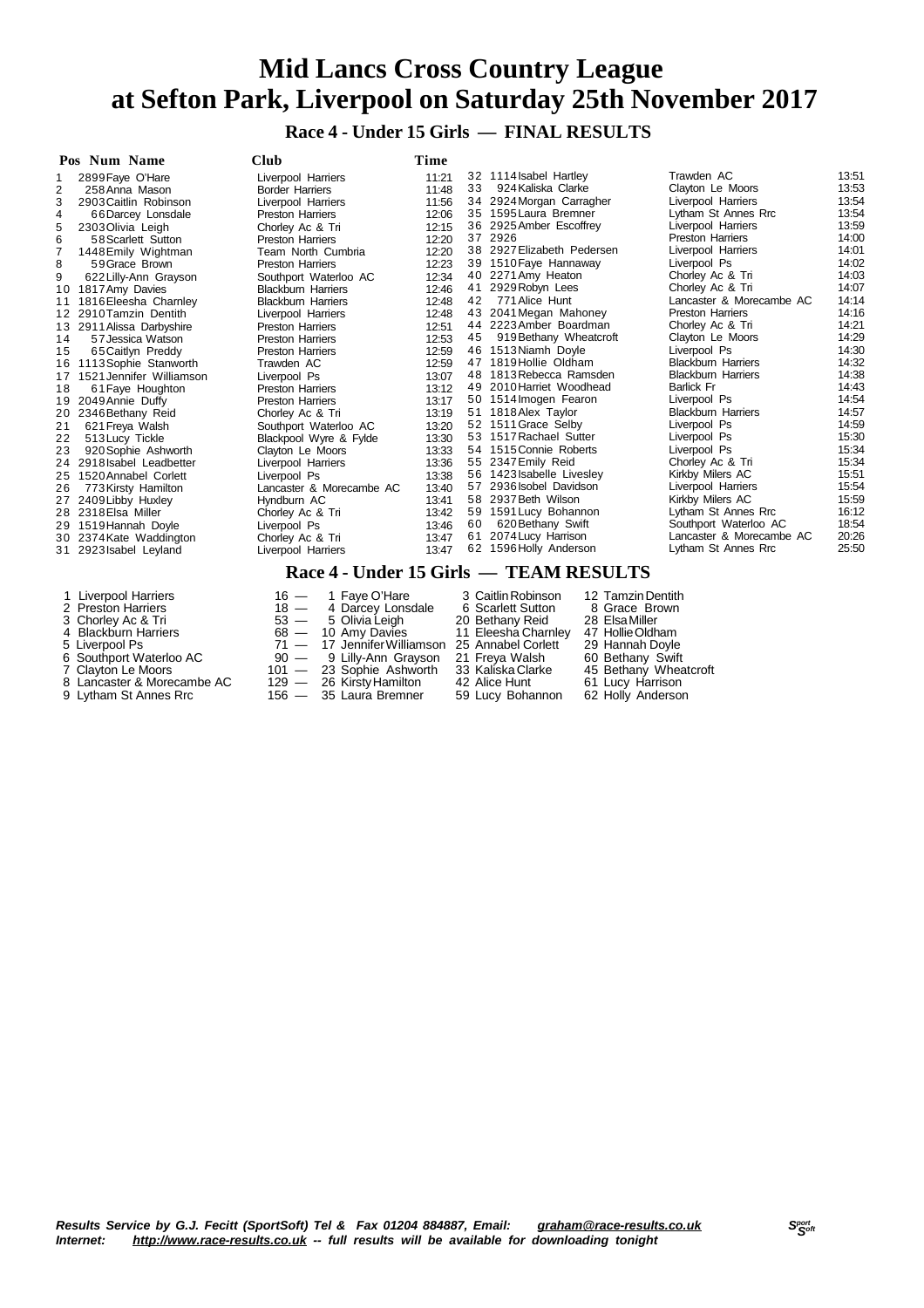# Mid Lancs Cross Country League
# at Sefton Park, Liverpool on Saturday 25th November 2017

## Race 4 - Under 15 Girls — FINAL RESULTS

| Pos | Num | Name | Club | Time |
|---|---|---|---|---|
| 1 | 2899 | Faye O'Hare | Liverpool Harriers | 11:21 |
| 2 | 258 | Anna Mason | Border Harriers | 11:48 |
| 3 | 2903 | Caitlin Robinson | Liverpool Harriers | 11:56 |
| 4 | 66 | Darcey Lonsdale | Preston Harriers | 12:06 |
| 5 | 2303 | Olivia Leigh | Chorley Ac & Tri | 12:15 |
| 6 | 58 | Scarlett Sutton | Preston Harriers | 12:20 |
| 7 | 1448 | Emily Wightman | Team North Cumbria | 12:20 |
| 8 | 59 | Grace Brown | Preston Harriers | 12:23 |
| 9 | 622 | Lilly-Ann Grayson | Southport Waterloo AC | 12:34 |
| 10 | 1817 | Amy Davies | Blackburn Harriers | 12:46 |
| 11 | 1816 | Eleesha Charnley | Blackburn Harriers | 12:48 |
| 12 | 2910 | Tamzin Dentith | Liverpool Harriers | 12:48 |
| 13 | 2911 | Alissa Darbyshire | Preston Harriers | 12:51 |
| 14 | 57 | Jessica Watson | Preston Harriers | 12:53 |
| 15 | 65 | Caitlyn Preddy | Preston Harriers | 12:59 |
| 16 | 1113 | Sophie Stanworth | Trawden AC | 12:59 |
| 17 | 1521 | Jennifer Williamson | Liverpool Ps | 13:07 |
| 18 | 61 | Faye Houghton | Preston Harriers | 13:12 |
| 19 | 2049 | Annie Duffy | Preston Harriers | 13:17 |
| 20 | 2346 | Bethany Reid | Chorley Ac & Tri | 13:19 |
| 21 | 621 | Freya Walsh | Southport Waterloo AC | 13:20 |
| 22 | 513 | Lucy Tickle | Blackpool Wyre & Fylde | 13:30 |
| 23 | 920 | Sophie Ashworth | Clayton Le Moors | 13:33 |
| 24 | 2918 | Isabel Leadbetter | Liverpool Harriers | 13:36 |
| 25 | 1520 | Annabel Corlett | Liverpool Ps | 13:38 |
| 26 | 773 | Kirsty Hamilton | Lancaster & Morecambe AC | 13:40 |
| 27 | 2409 | Libby Huxley | Hyndburn AC | 13:41 |
| 28 | 2318 | Elsa Miller | Chorley Ac & Tri | 13:42 |
| 29 | 1519 | Hannah Doyle | Liverpool Ps | 13:46 |
| 30 | 2374 | Kate Waddington | Chorley Ac & Tri | 13:47 |
| 31 | 2923 | Isabel Leyland | Liverpool Harriers | 13:47 |
| 32 | 1114 | Isabel Hartley | Trawden AC | 13:51 |
| 33 | 924 | Kaliska Clarke | Clayton Le Moors | 13:53 |
| 34 | 2924 | Morgan Carragher | Liverpool Harriers | 13:54 |
| 35 | 1595 | Laura Bremner | Lytham St Annes Rrc | 13:54 |
| 36 | 2925 | Amber Escoffrey | Liverpool Harriers | 13:59 |
| 37 | 2926 | | Preston Harriers | 14:00 |
| 38 | 2927 | Elizabeth Pedersen | Liverpool Harriers | 14:01 |
| 39 | 1510 | Faye Hannaway | Liverpool Ps | 14:02 |
| 40 | 2271 | Amy Heaton | Chorley Ac & Tri | 14:03 |
| 41 | 2929 | Robyn Lees | Chorley Ac & Tri | 14:07 |
| 42 | 771 | Alice Hunt | Lancaster & Morecambe AC | 14:14 |
| 43 | 2041 | Megan Mahoney | Preston Harriers | 14:16 |
| 44 | 2223 | Amber Boardman | Chorley Ac & Tri | 14:21 |
| 45 | 919 | Bethany Wheatcroft | Clayton Le Moors | 14:29 |
| 46 | 1513 | Niamh Doyle | Liverpool Ps | 14:30 |
| 47 | 1819 | Hollie Oldham | Blackburn Harriers | 14:32 |
| 48 | 1813 | Rebecca Ramsden | Blackburn Harriers | 14:38 |
| 49 | 2010 | Harriet Woodhead | Barlick Fr | 14:43 |
| 50 | 1514 | Imogen Fearon | Liverpool Ps | 14:54 |
| 51 | 1818 | Alex Taylor | Blackburn Harriers | 14:57 |
| 52 | 1511 | Grace Selby | Liverpool Ps | 14:59 |
| 53 | 1517 | Rachael Sutter | Liverpool Ps | 15:30 |
| 54 | 1515 | Connie Roberts | Liverpool Ps | 15:34 |
| 55 | 2347 | Emily Reid | Chorley Ac & Tri | 15:34 |
| 56 | 1423 | Isabelle Livesley | Kirkby Milers AC | 15:51 |
| 57 | 2936 | Isobel Davidson | Liverpool Harriers | 15:54 |
| 58 | 2937 | Beth Wilson | Kirkby Milers AC | 15:59 |
| 59 | 1591 | Lucy Bohannon | Lytham St Annes Rrc | 16:12 |
| 60 | 620 | Bethany Swift | Southport Waterloo AC | 18:54 |
| 61 | 2074 | Lucy Harrison | Lancaster & Morecambe AC | 20:26 |
| 62 | 1596 | Holly Anderson | Lytham St Annes Rrc | 25:50 |

## Race 4 - Under 15 Girls — TEAM RESULTS

| Pos | Team | Points | | | |
|---|---|---|---|---|---|
| 1 | Liverpool Harriers | 16 — | 1 Faye O'Hare | 3 Caitlin Robinson | 12 Tamzin Dentith |
| 2 | Preston Harriers | 18 — | 4 Darcey Lonsdale | 6 Scarlett Sutton | 8 Grace Brown |
| 3 | Chorley Ac & Tri | 53 — | 5 Olivia Leigh | 20 Bethany Reid | 28 Elsa Miller |
| 4 | Blackburn Harriers | 68 — | 10 Amy Davies | 11 Eleesha Charnley | 47 Hollie Oldham |
| 5 | Liverpool Ps | 71 — | 17 Jennifer Williamson | 25 Annabel Corlett | 29 Hannah Doyle |
| 6 | Southport Waterloo AC | 90 — | 9 Lilly-Ann Grayson | 21 Freya Walsh | 60 Bethany Swift |
| 7 | Clayton Le Moors | 101 — | 23 Sophie Ashworth | 33 Kaliska Clarke | 45 Bethany Wheatcroft |
| 8 | Lancaster & Morecambe AC | 129 — | 26 Kirsty Hamilton | 42 Alice Hunt | 61 Lucy Harrison |
| 9 | Lytham St Annes Rrc | 156 — | 35 Laura Bremner | 59 Lucy Bohannon | 62 Holly Anderson |

*Results Service by G.J. Fecitt (SportSoft) Tel & Fax 01204 884887, Email: graham@race-results.co.uk*
*Internet: http://www.race-results.co.uk -- full results will be available for downloading tonight*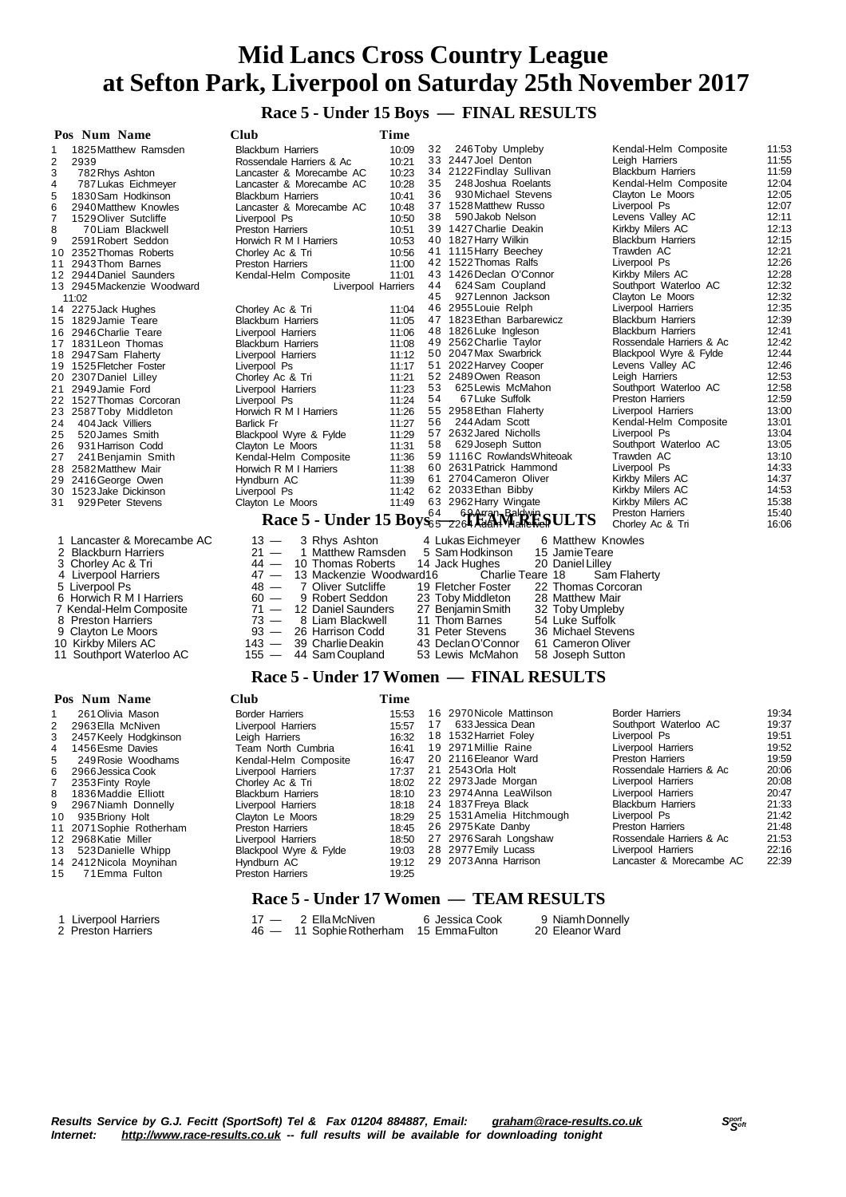# Mid Lancs Cross Country League at Sefton Park, Liverpool on Saturday 25th November 2017

## Race 5 - Under 15 Boys — FINAL RESULTS

| Pos | Num | Name | Club | Time |
|---|---|---|---|---|
| 1 | 1825 | Matthew Ramsden | Blackburn Harriers | 10:09 |
| 2 | 2939 | | Rossendale Harriers & Ac | 10:21 |
| 3 | 782 | Rhys Ashton | Lancaster & Morecambe AC | 10:23 |
| 4 | 787 | Lukas Eichmeyer | Lancaster & Morecambe AC | 10:28 |
| 5 | 1830 | Sam Hodkinson | Blackburn Harriers | 10:41 |
| 6 | 2940 | Matthew Knowles | Lancaster & Morecambe AC | 10:48 |
| 7 | 1529 | Oliver Sutcliffe | Liverpool Ps | 10:50 |
| 8 | 70 | Liam Blackwell | Preston Harriers | 10:51 |
| 9 | 2591 | Robert Seddon | Horwich R M I Harriers | 10:53 |
| 10 | 2352 | Thomas Roberts | Chorley Ac & Tri | 10:56 |
| 11 | 2943 | Thom Barnes | Preston Harriers | 11:00 |
| 12 | 2944 | Daniel Saunders | Kendal-Helm Composite | 11:01 |
| 13 | 2945 | Mackenzie Woodward | Liverpool Harriers | 11:02 |
| 14 | 2275 | Jack Hughes | Chorley Ac & Tri | 11:04 |
| 15 | 1829 | Jamie Teare | Blackburn Harriers | 11:05 |
| 16 | 2946 | Charlie Teare | Liverpool Harriers | 11:06 |
| 17 | 1831 | Leon Thomas | Blackburn Harriers | 11:08 |
| 18 | 2947 | Sam Flaherty | Liverpool Harriers | 11:12 |
| 19 | 1525 | Fletcher Foster | Liverpool Ps | 11:17 |
| 20 | 2307 | Daniel Lilley | Chorley Ac & Tri | 11:21 |
| 21 | 2949 | Jamie Ford | Liverpool Harriers | 11:23 |
| 22 | 1527 | Thomas Corcoran | Liverpool Ps | 11:24 |
| 23 | 2587 | Toby Middleton | Horwich R M I Harriers | 11:26 |
| 24 | 404 | Jack Villiers | Barlick Fr | 11:27 |
| 25 | 520 | James Smith | Blackpool Wyre & Fylde | 11:29 |
| 26 | 931 | Harrison Codd | Clayton Le Moors | 11:31 |
| 27 | 241 | Benjamin Smith | Kendal-Helm Composite | 11:36 |
| 28 | 2582 | Matthew Mair | Horwich R M I Harriers | 11:38 |
| 29 | 2416 | George Owen | Hyndburn AC | 11:39 |
| 30 | 1523 | Jake Dickinson | Liverpool Ps | 11:42 |
| 31 | 929 | Peter Stevens | Clayton Le Moors | 11:49 |
| 32 | 246 | Toby Umpleby | Kendal-Helm Composite | 11:53 |
| 33 | 2447 | Joel Denton | Leigh Harriers | 11:55 |
| 34 | 2122 | Findlay Sullivan | Blackburn Harriers | 11:59 |
| 35 | 248 | Joshua Roelants | Kendal-Helm Composite | 12:04 |
| 36 | 930 | Michael Stevens | Clayton Le Moors | 12:05 |
| 37 | 1528 | Matthew Russo | Liverpool Ps | 12:07 |
| 38 | 590 | Jakob Nelson | Levens Valley AC | 12:11 |
| 39 | 1427 | Charlie Deakin | Kirkby Milers AC | 12:13 |
| 40 | 1827 | Harry Wilkin | Blackburn Harriers | 12:15 |
| 41 | 1115 | Harry Beechey | Trawden AC | 12:21 |
| 42 | 1522 | Thomas Ralfs | Liverpool Ps | 12:26 |
| 43 | 1426 | Declan O'Connor | Kirkby Milers AC | 12:28 |
| 44 | 624 | Sam Coupland | Southport Waterloo AC | 12:32 |
| 45 | 927 | Lennon Jackson | Clayton Le Moors | 12:32 |
| 46 | 2955 | Louie Relph | Liverpool Harriers | 12:35 |
| 47 | 1823 | Ethan Barbarewicz | Blackburn Harriers | 12:39 |
| 48 | 1826 | Luke Ingleson | Blackburn Harriers | 12:41 |
| 49 | 2562 | Charlie Taylor | Rossendale Harriers & Ac | 12:42 |
| 50 | 2047 | Max Swarbrick | Blackpool Wyre & Fylde | 12:44 |
| 51 | 2022 | Harvey Cooper | Levens Valley AC | 12:46 |
| 52 | 2489 | Owen Reason | Leigh Harriers | 12:53 |
| 53 | 625 | Lewis McMahon | Southport Waterloo AC | 12:58 |
| 54 | 67 | Luke Suffolk | Preston Harriers | 12:59 |
| 55 | 2958 | Ethan Flaherty | Liverpool Harriers | 13:00 |
| 56 | 244 | Adam Scott | Kendal-Helm Composite | 13:01 |
| 57 | 2632 | Jared Nicholls | Liverpool Ps | 13:04 |
| 58 | 629 | Joseph Sutton | Southport Waterloo AC | 13:05 |
| 59 | 1116 | C RowlandsWhiteoak | Trawden AC | 13:10 |
| 60 | 2631 | Patrick Hammond | Liverpool Ps | 14:33 |
| 61 | 2704 | Cameron Oliver | Kirkby Milers AC | 14:37 |
| 62 | 2033 | Ethan Bibby | Kirkby Milers AC | 14:53 |
| 63 | 2962 | Harry Wingate | Kirkby Milers AC | 15:38 |
| 64 | 69 | Arran Baldwin | Preston Harriers | 15:40 |
| 65 | 2264 | Adam Hallewell | Chorley Ac & Tri | 16:06 |

## Race 5 - Under 15 Boys — TEAM RESULTS

| Pos | Club | Pts | | | |
|---|---|---|---|---|---|
| 1 | Lancaster & Morecambe AC | 13 | 3 Rhys Ashton | 4 Lukas Eichmeyer | 6 Matthew Knowles |
| 2 | Blackburn Harriers | 21 | 1 Matthew Ramsden | 5 Sam Hodkinson | 15 Jamie Teare |
| 3 | Chorley Ac & Tri | 44 | 10 Thomas Roberts | 14 Jack Hughes | 20 Daniel Lilley |
| 4 | Liverpool Harriers | 47 | 13 Mackenzie Woodward | 16 Charlie Teare | 18 Sam Flaherty |
| 5 | Liverpool Ps | 48 | 7 Oliver Sutcliffe | 19 Fletcher Foster | 22 Thomas Corcoran |
| 6 | Horwich R M I Harriers | 60 | 9 Robert Seddon | 23 Toby Middleton | 28 Matthew Mair |
| 7 | Kendal-Helm Composite | 71 | 12 Daniel Saunders | 27 Benjamin Smith | 32 Toby Umpleby |
| 8 | Preston Harriers | 73 | 8 Liam Blackwell | 11 Thom Barnes | 54 Luke Suffolk |
| 9 | Clayton Le Moors | 93 | 26 Harrison Codd | 31 Peter Stevens | 36 Michael Stevens |
| 10 | Kirkby Milers AC | 143 | 39 Charlie Deakin | 43 Declan O'Connor | 61 Cameron Oliver |
| 11 | Southport Waterloo AC | 155 | 44 Sam Coupland | 53 Lewis McMahon | 58 Joseph Sutton |

## Race 5 - Under 17 Women — FINAL RESULTS

| Pos | Num | Name | Club | Time |
|---|---|---|---|---|
| 1 | 261 | Olivia Mason | Border Harriers | 15:53 |
| 2 | 2963 | Ella McNiven | Liverpool Harriers | 15:57 |
| 3 | 2457 | Keely Hodgkinson | Leigh Harriers | 16:32 |
| 4 | 1456 | Esme Davies | Team North Cumbria | 16:41 |
| 5 | 249 | Rosie Woodhams | Kendal-Helm Composite | 16:47 |
| 6 | 2966 | Jessica Cook | Liverpool Harriers | 17:37 |
| 7 | 2353 | Finty Royle | Chorley Ac & Tri | 18:02 |
| 8 | 1836 | Maddie Elliott | Blackburn Harriers | 18:10 |
| 9 | 2967 | Niamh Donnelly | Liverpool Harriers | 18:18 |
| 10 | 935 | Briony Holt | Clayton Le Moors | 18:29 |
| 11 | 2071 | Sophie Rotherham | Preston Harriers | 18:45 |
| 12 | 2968 | Katie Miller | Liverpool Harriers | 18:50 |
| 13 | 523 | Danielle Whipp | Blackpool Wyre & Fylde | 19:03 |
| 14 | 2412 | Nicola Moynihan | Hyndburn AC | 19:12 |
| 15 | 71 | Emma Fulton | Preston Harriers | 19:25 |
| 16 | 2970 | Nicole Mattinson | Border Harriers | 19:34 |
| 17 | 633 | Jessica Dean | Southport Waterloo AC | 19:37 |
| 18 | 1532 | Harriet Foley | Liverpool Ps | 19:51 |
| 19 | 2971 | Millie Raine | Liverpool Harriers | 19:52 |
| 20 | 2116 | Eleanor Ward | Preston Harriers | 19:59 |
| 21 | 2543 | Orla Holt | Rossendale Harriers & Ac | 20:06 |
| 22 | 2973 | Jade Morgan | Liverpool Harriers | 20:08 |
| 23 | 2974 | Anna LeaWilson | Liverpool Harriers | 20:47 |
| 24 | 1837 | Freya Black | Blackburn Harriers | 21:33 |
| 25 | 1531 | Amelia Hitchmough | Liverpool Ps | 21:42 |
| 26 | 2975 | Kate Danby | Preston Harriers | 21:48 |
| 27 | 2976 | Sarah Longshaw | Rossendale Harriers & Ac | 21:53 |
| 28 | 2977 | Emily Lucass | Liverpool Harriers | 22:16 |
| 29 | 2073 | Anna Harrison | Lancaster & Morecambe AC | 22:39 |

## Race 5 - Under 17 Women — TEAM RESULTS

| Pos | Club | Pts | | | |
|---|---|---|---|---|---|
| 1 | Liverpool Harriers | 17 | 2 Ella McNiven | 6 Jessica Cook | 9 Niamh Donnelly |
| 2 | Preston Harriers | 46 | 11 Sophie Rotherham | 15 Emma Fulton | 20 Eleanor Ward |

***Results Service by G.J. Fecitt (SportSoft) Tel & Fax 01204 884887, Email: graham@race-results.co.uk***
***Internet: http://www.race-results.co.uk -- full results will be available for downloading tonight***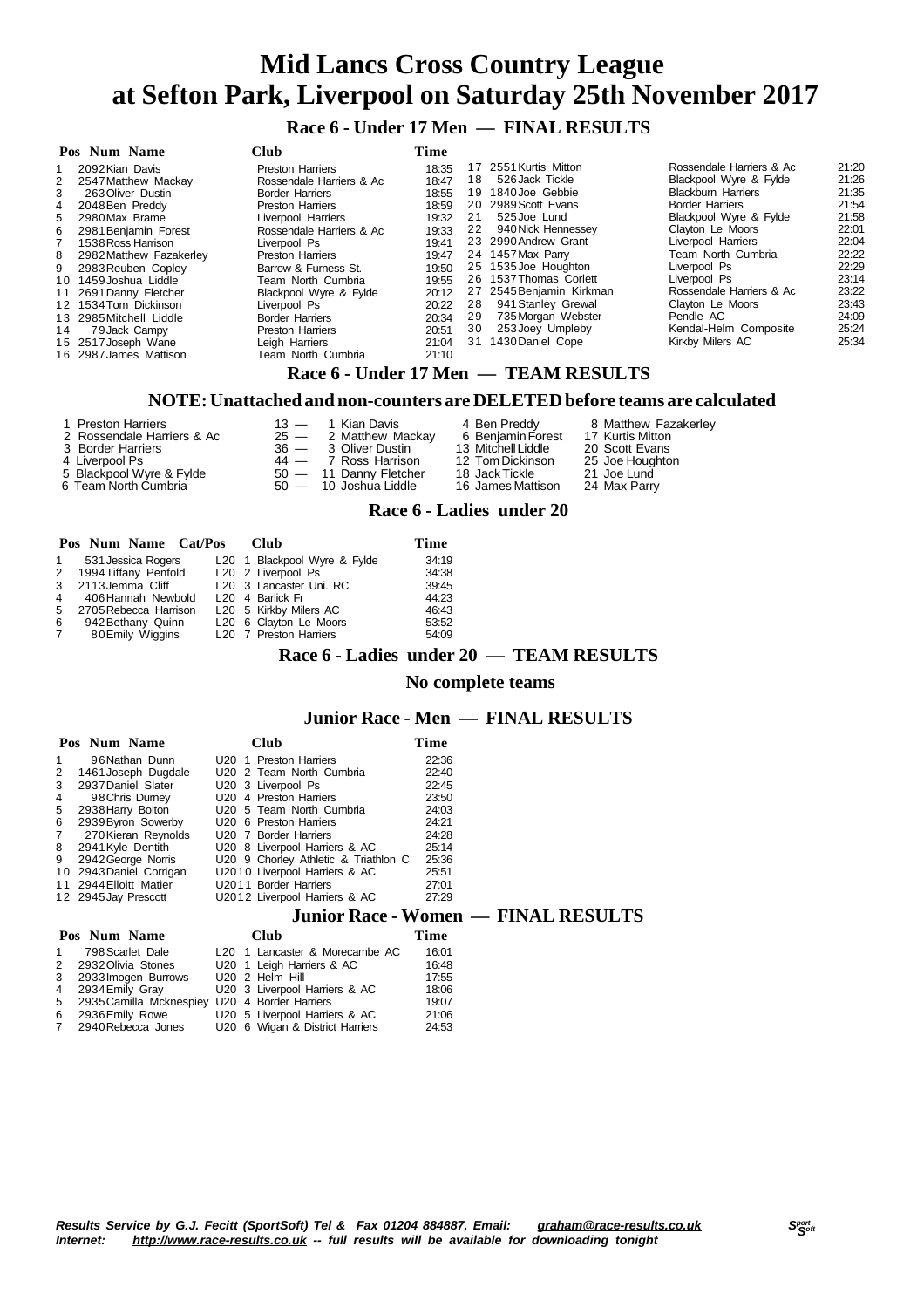# Mid Lancs Cross Country League
# at Sefton Park, Liverpool on Saturday 25th November 2017

## Race 6 - Under 17 Men — FINAL RESULTS

| Pos | Num | Name | Club | Time |
|---|---|---|---|---|
| 1 | 2092 | Kian Davis | Preston Harriers | 18:35 |
| 2 | 2547 | Matthew Mackay | Rossendale Harriers & Ac | 18:47 |
| 3 | 263 | Oliver Dustin | Border Harriers | 18:55 |
| 4 | 2048 | Ben Preddy | Preston Harriers | 18:59 |
| 5 | 2980 | Max Brame | Liverpool Harriers | 19:32 |
| 6 | 2981 | Benjamin Forest | Rossendale Harriers & Ac | 19:33 |
| 7 | 1538 | Ross Harrison | Liverpool Ps | 19:41 |
| 8 | 2982 | Matthew Fazakerley | Preston Harriers | 19:47 |
| 9 | 2983 | Reuben Copley | Barrow & Furness St. | 19:50 |
| 10 | 1459 | Joshua Liddle | Team North Cumbria | 19:55 |
| 11 | 2691 | Danny Fletcher | Blackpool Wyre & Fylde | 20:12 |
| 12 | 1534 | Tom Dickinson | Liverpool Ps | 20:22 |
| 13 | 2985 | Mitchell Liddle | Border Harriers | 20:34 |
| 14 | 79 | Jack Campy | Preston Harriers | 20:51 |
| 15 | 2517 | Joseph Wane | Leigh Harriers | 21:04 |
| 16 | 2987 | James Mattison | Team North Cumbria | 21:10 |
| 17 | 2551 | Kurtis Mitton | Rossendale Harriers & Ac | 21:20 |
| 18 | 526 | Jack Tickle | Blackpool Wyre & Fylde | 21:26 |
| 19 | 1840 | Joe Gebbie | Blackburn Harriers | 21:35 |
| 20 | 2989 | Scott Evans | Border Harriers | 21:54 |
| 21 | 525 | Joe Lund | Blackpool Wyre & Fylde | 21:58 |
| 22 | 940 | Nick Hennessey | Clayton Le Moors | 22:01 |
| 23 | 2990 | Andrew Grant | Liverpool Harriers | 22:04 |
| 24 | 1457 | Max Parry | Team North Cumbria | 22:22 |
| 25 | 1535 | Joe Houghton | Liverpool Ps | 22:29 |
| 26 | 1537 | Thomas Corlett | Liverpool Ps | 23:14 |
| 27 | 2545 | Benjamin Kirkman | Rossendale Harriers & Ac | 23:22 |
| 28 | 941 | Stanley Grewal | Clayton Le Moors | 23:43 |
| 29 | 735 | Morgan Webster | Pendle AC | 24:09 |
| 30 | 253 | Joey Umpleby | Kendal-Helm Composite | 25:24 |
| 31 | 1430 | Daniel Cope | Kirkby Milers AC | 25:34 |

## Race 6 - Under 17 Men — TEAM RESULTS

### NOTE: Unattached and non-counters are DELETED before teams are calculated

| Team | Points | | | | |
|---|---|---|---|---|---|
| 1 Preston Harriers | 13 — | 1 Kian Davis | 4 Ben Preddy | 8 Matthew Fazakerley |
| 2 Rossendale Harriers & Ac | 25 — | 2 Matthew Mackay | 6 Benjamin Forest | 17 Kurtis Mitton |
| 3 Border Harriers | 36 — | 3 Oliver Dustin | 13 Mitchell Liddle | 20 Scott Evans |
| 4 Liverpool Ps | 44 — | 7 Ross Harrison | 12 Tom Dickinson | 25 Joe Houghton |
| 5 Blackpool Wyre & Fylde | 50 — | 11 Danny Fletcher | 18 Jack Tickle | 21 Joe Lund |
| 6 Team North Cumbria | 50 — | 10 Joshua Liddle | 16 James Mattison | 24 Max Parry |

## Race 6 - Ladies under 20

| Pos | Num | Name | Cat/Pos | Club | Time |
|---|---|---|---|---|---|
| 1 | 531 | Jessica Rogers | L20 1 | Blackpool Wyre & Fylde | 34:19 |
| 2 | 1994 | Tiffany Penfold | L20 2 | Liverpool Ps | 34:38 |
| 3 | 2113 | Jemma Cliff | L20 3 | Lancaster Uni. RC | 39:45 |
| 4 | 406 | Hannah Newbold | L20 4 | Barlick Fr | 44:23 |
| 5 | 2705 | Rebecca Harrison | L20 5 | Kirkby Milers AC | 46:43 |
| 6 | 942 | Bethany Quinn | L20 6 | Clayton Le Moors | 53:52 |
| 7 | 80 | Emily Wiggins | L20 7 | Preston Harriers | 54:09 |

## Race 6 - Ladies under 20 — TEAM RESULTS

### No complete teams

## Junior Race - Men — FINAL RESULTS

| Pos | Num | Name | Cat/Pos | Club | Time |
|---|---|---|---|---|---|
| 1 | 96 | Nathan Dunn | U20 1 | Preston Harriers | 22:36 |
| 2 | 1461 | Joseph Dugdale | U20 2 | Team North Cumbria | 22:40 |
| 3 | 2937 | Daniel Slater | U20 3 | Liverpool Ps | 22:45 |
| 4 | 98 | Chris Durney | U20 4 | Preston Harriers | 23:50 |
| 5 | 2938 | Harry Bolton | U20 5 | Team North Cumbria | 24:03 |
| 6 | 2939 | Byron Sowerby | U20 6 | Preston Harriers | 24:21 |
| 7 | 270 | Kieran Reynolds | U20 7 | Border Harriers | 24:28 |
| 8 | 2941 | Kyle Dentith | U20 8 | Liverpool Harriers & AC | 25:14 |
| 9 | 2942 | George Norris | U20 9 | Chorley Athletic & Triathlon C | 25:36 |
| 10 | 2943 | Daniel Corrigan | U20 10 | Liverpool Harriers & AC | 25:51 |
| 11 | 2944 | Elloitt Matier | U20 11 | Border Harriers | 27:01 |
| 12 | 2945 | Jay Prescott | U20 12 | Liverpool Harriers & AC | 27:29 |

## Junior Race - Women — FINAL RESULTS

| Pos | Num | Name | Cat/Pos | Club | Time |
|---|---|---|---|---|---|
| 1 | 798 | Scarlet Dale | L20 1 | Lancaster & Morecambe AC | 16:01 |
| 2 | 2932 | Olivia Stones | U20 1 | Leigh Harriers & AC | 16:48 |
| 3 | 2933 | Imogen Burrows | U20 2 | Helm Hill | 17:55 |
| 4 | 2934 | Emily Gray | U20 3 | Liverpool Harriers & AC | 18:06 |
| 5 | 2935 | Camilla Mcknespiey | U20 4 | Border Harriers | 19:07 |
| 6 | 2936 | Emily Rowe | U20 5 | Liverpool Harriers & AC | 21:06 |
| 7 | 2940 | Rebecca Jones | U20 6 | Wigan & District Harriers | 24:53 |

*Results Service by G.J. Fecitt (SportSoft) Tel & Fax 01204 884887, Email: graham@race-results.co.uk*
*Internet: http://www.race-results.co.uk -- full results will be available for downloading tonight*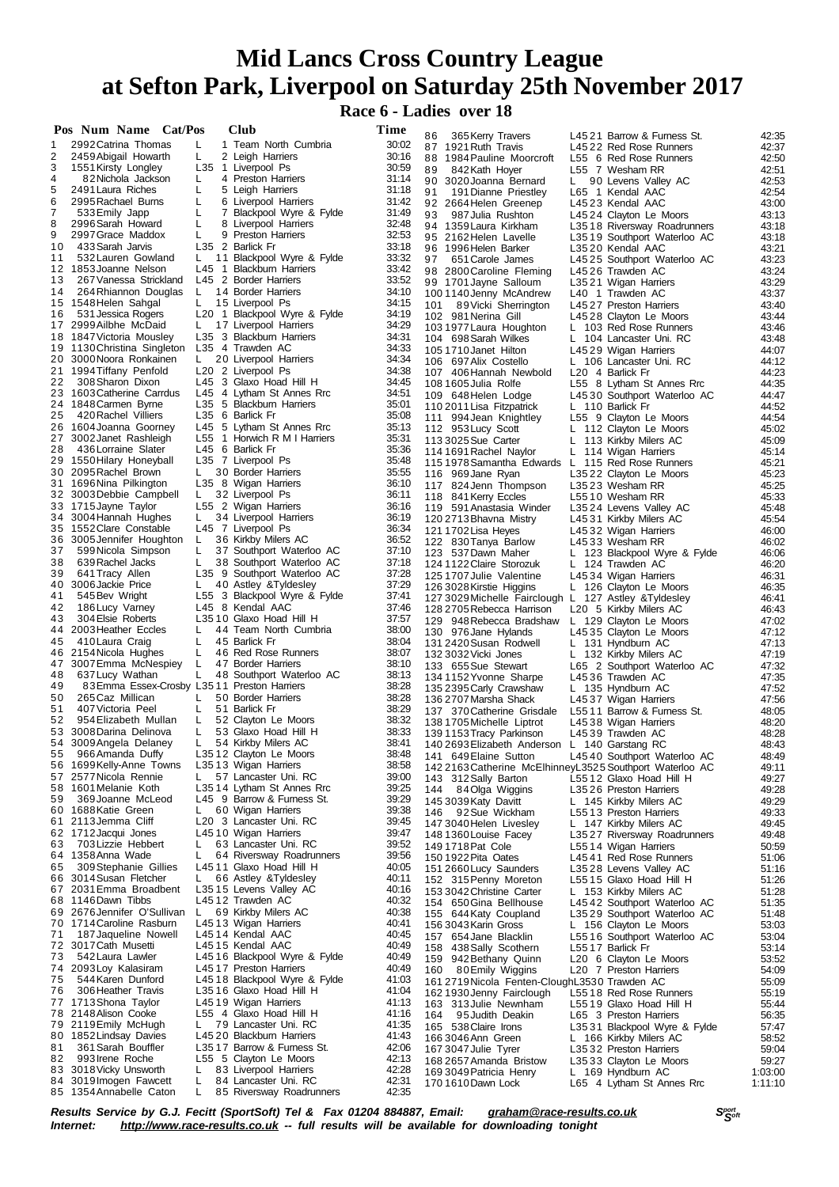# Mid Lancs Cross Country League at Sefton Park, Liverpool on Saturday 25th November 2017

## Race 6 - Ladies over 18

| Pos | Num | Name | Cat/Pos | | Club | Time |
|---|---|---|---|---|---|---|
| 1 | 2992 | Catrina Thomas | L | 1 | Team North Cumbria | 30:02 |
| 2 | 2459 | Abigail Howarth | L | 2 | Leigh Harriers | 30:16 |
| 3 | 1551 | Kirsty Longley | L35 | 1 | Liverpool Ps | 30:59 |
| 4 | 82 | Nichola Jackson | L | 4 | Preston Harriers | 31:14 |
| 5 | 2491 | Laura Riches | L | 5 | Leigh Harriers | 31:18 |
| 6 | 2995 | Rachael Burns | L | 6 | Liverpool Harriers | 31:42 |
| 7 | 533 | Emily Japp | L | 7 | Blackpool Wyre & Fylde | 31:49 |
| 8 | 2996 | Sarah Howard | L | 8 | Liverpool Harriers | 32:48 |
| 9 | 2997 | Grace Maddox | L | 9 | Preston Harriers | 32:53 |
| 10 | 433 | Sarah Jarvis | L35 | 2 | Barlick Fr | 33:18 |
| 11 | 532 | Lauren Gowland | L | 11 | Blackpool Wyre & Fylde | 33:32 |
| 12 | 1853 | Joanne Nelson | L45 | 1 | Blackburn Harriers | 33:42 |
| 13 | 267 | Vanessa Strickland | L45 | 2 | Border Harriers | 33:52 |
| 14 | 264 | Rhiannon Douglas | L | 14 | Border Harriers | 34:10 |
| 15 | 1548 | Helen Sahgal | L | 15 | Liverpool Ps | 34:15 |
| 16 | 531 | Jessica Rogers | L20 | 1 | Blackpool Wyre & Fylde | 34:19 |
| 17 | 2999 | Ailbhe McDaid | L | 17 | Liverpool Harriers | 34:29 |
| 18 | 1847 | Victoria Mousley | L35 | 3 | Blackburn Harriers | 34:31 |
| 19 | 1130 | Christina Singleton | L35 | 4 | Trawden AC | 34:33 |
| 20 | 3000 | Noora Ronkainen | L | 20 | Liverpool Harriers | 34:34 |
| 21 | 1994 | Tiffany Penfold | L20 | 2 | Liverpool Ps | 34:38 |
| 22 | 308 | Sharon Dixon | L45 | 3 | Glaxo Hoad Hill H | 34:45 |
| 23 | 1603 | Catherine Carrdus | L45 | 4 | Lytham St Annes Rrc | 34:51 |
| 24 | 1848 | Carmen Byrne | L35 | 5 | Blackburn Harriers | 35:01 |
| 25 | 420 | Rachel Villiers | L35 | 6 | Barlick Fr | 35:08 |
| 26 | 1604 | Joanna Goorney | L45 | 5 | Lytham St Annes Rrc | 35:13 |
| 27 | 3002 | Janet Rashleigh | L55 | 1 | Horwich R M I Harriers | 35:31 |
| 28 | 436 | Lorraine Slater | L45 | 6 | Barlick Fr | 35:36 |
| 29 | 1550 | Hilary Honeyball | L35 | 7 | Liverpool Ps | 35:48 |
| 30 | 2095 | Rachel Brown | L | 30 | Border Harriers | 35:55 |
| 31 | 1696 | Nina Pilkington | L35 | 8 | Wigan Harriers | 36:10 |
| 32 | 3003 | Debbie Campbell | L | 32 | Liverpool Ps | 36:11 |
| 33 | 1715 | Jayne Taylor | L55 | 2 | Wigan Harriers | 36:16 |
| 34 | 3004 | Hannah Hughes | L | 34 | Liverpool Harriers | 36:19 |
| 35 | 1552 | Clare Constable | L45 | 7 | Liverpool Ps | 36:34 |
| 36 | 3005 | Jennifer Houghton | L | 36 | Kirkby Milers AC | 36:52 |
| 37 | 599 | Nicola Simpson | L | 37 | Southport Waterloo AC | 37:10 |
| 38 | 639 | Rachel Jacks | L | 38 | Southport Waterloo AC | 37:18 |
| 39 | 641 | Tracy Allen | L35 | 9 | Southport Waterloo AC | 37:28 |
| 40 | 3006 | Jackie Price | L | 40 | Astley &Tyldesley | 37:29 |
| 41 | 545 | Bev Wright | L55 | 3 | Blackpool Wyre & Fylde | 37:41 |
| 42 | 186 | Lucy Varney | L45 | 8 | Kendal AAC | 37:46 |
| 43 | 304 | Elsie Roberts | L35 | 10 | Glaxo Hoad Hill H | 37:57 |
| 44 | 2003 | Heather Eccles | L | 44 | Team North Cumbria | 38:00 |
| 45 | 410 | Laura Craig | L | 45 | Barlick Fr | 38:04 |
| 46 | 2154 | Nicola Hughes | L | 46 | Red Rose Runners | 38:07 |
| 47 | 3007 | Emma McNespiey | L | 47 | Border Harriers | 38:10 |
| 48 | 637 | Lucy Wathan | L | 48 | Southport Waterloo AC | 38:13 |
| 49 | 83 | Emma Essex-Crosby | L35 | 11 | Preston Harriers | 38:28 |
| 50 | 265 | Caz Millican | L | 50 | Border Harriers | 38:28 |
| 51 | 407 | Victoria Peel | L | 51 | Barlick Fr | 38:29 |
| 52 | 954 | Elizabeth Mullan | L | 52 | Clayton Le Moors | 38:32 |
| 53 | 3008 | Darina Delinova | L | 53 | Glaxo Hoad Hill H | 38:33 |
| 54 | 3009 | Angela Delaney | L | 54 | Kirkby Milers AC | 38:41 |
| 55 | 966 | Amanda Duffy | L35 | 12 | Clayton Le Moors | 38:48 |
| 56 | 1699 | Kelly-Anne Towns | L35 | 13 | Wigan Harriers | 38:58 |
| 57 | 2577 | Nicola Rennie | L | 57 | Lancaster Uni. RC | 39:00 |
| 58 | 1601 | Melanie Koth | L35 | 14 | Lytham St Annes Rrc | 39:25 |
| 59 | 369 | Joanne McLeod | L45 | 9 | Barrow & Furness St. | 39:29 |
| 60 | 1688 | Katie Green | L | 60 | Wigan Harriers | 39:38 |
| 61 | 2113 | Jemma Cliff | L20 | 3 | Lancaster Uni. RC | 39:45 |
| 62 | 1712 | Jacqui Jones | L45 | 10 | Wigan Harriers | 39:47 |
| 63 | 703 | Lizzie Hebbert | L | 63 | Lancaster Uni. RC | 39:52 |
| 64 | 1358 | Anna Wade | L | 64 | Riversway Roadrunners | 39:56 |
| 65 | 309 | Stephanie Gillies | L45 | 11 | Glaxo Hoad Hill H | 40:05 |
| 66 | 3014 | Susan Fletcher | L | 66 | Astley &Tyldesley | 40:11 |
| 67 | 2031 | Emma Broadbent | L35 | 15 | Levens Valley AC | 40:16 |
| 68 | 1146 | Dawn Tibbs | L45 | 12 | Trawden AC | 40:32 |
| 69 | 2676 | Jennifer O'Sullivan | L | 69 | Kirkby Milers AC | 40:38 |
| 70 | 1714 | Caroline Rasburn | L45 | 13 | Wigan Harriers | 40:41 |
| 71 | 187 | Jaqueline Nowell | L45 | 14 | Kendal AAC | 40:45 |
| 72 | 3017 | Cath Musetti | L45 | 15 | Kendal AAC | 40:49 |
| 73 | 542 | Laura Lawler | L45 | 16 | Blackpool Wyre & Fylde | 40:49 |
| 74 | 2093 | Loy Kalasiram | L45 | 17 | Preston Harriers | 40:49 |
| 75 | 544 | Karen Dunford | L45 | 18 | Blackpool Wyre & Fylde | 41:03 |
| 76 | 306 | Heather Travis | L35 | 16 | Glaxo Hoad Hill H | 41:04 |
| 77 | 1713 | Shona Taylor | L45 | 19 | Wigan Harriers | 41:13 |
| 78 | 2148 | Alison Cooke | L55 | 4 | Glaxo Hoad Hill H | 41:16 |
| 79 | 2119 | Emily McHugh | L | 79 | Lancaster Uni. RC | 41:35 |
| 80 | 1852 | Lindsay Davies | L45 | 20 | Blackburn Harriers | 41:43 |
| 81 | 361 | Sarah Bouffler | L35 | 17 | Barrow & Furness St. | 42:06 |
| 82 | 993 | Irene Roche | L55 | 5 | Clayton Le Moors | 42:13 |
| 83 | 3018 | Vicky Unsworth | L | 83 | Liverpool Harriers | 42:28 |
| 84 | 3019 | Imogen Fawcett | L | 84 | Lancaster Uni. RC | 42:31 |
| 85 | 1354 | Annabelle Caton | L | 85 | Riversway Roadrunners | 42:35 |
| 86 | 365 | Kerry Travers | L45 | 21 | Barrow & Furness St. | 42:35 |
| 87 | 1921 | Ruth Travis | L45 | 22 | Red Rose Runners | 42:37 |
| 88 | 1984 | Pauline Moorcroft | L55 | 6 | Red Rose Runners | 42:50 |
| 89 | 842 | Kath Hoyer | L55 | 7 | Wesham RR | 42:51 |
| 90 | 3020 | Joanna Bernard | L | 90 | Levens Valley AC | 42:53 |
| 91 | 191 | Dianne Priestley | L65 | 1 | Kendal AAC | 42:54 |
| 92 | 2664 | Helen Greenep | L45 | 23 | Kendal AAC | 43:00 |
| 93 | 987 | Julia Rushton | L45 | 24 | Clayton Le Moors | 43:13 |
| 94 | 1359 | Laura Kirkham | L35 | 18 | Riversway Roadrunners | 43:18 |
| 95 | 2162 | Helen Lavelle | L35 | 19 | Southport Waterloo AC | 43:18 |
| 96 | 1996 | Helen Barker | L35 | 20 | Kendal AAC | 43:21 |
| 97 | 651 | Carole James | L45 | 25 | Southport Waterloo AC | 43:23 |
| 98 | 2800 | Caroline Fleming | L45 | 26 | Trawden AC | 43:24 |
| 99 | 1701 | Jayne Salloum | L35 | 21 | Wigan Harriers | 43:29 |
| 100 | 1140 | Jenny McAndrew | L40 | 1 | Trawden AC | 43:37 |
| 101 | 89 | Vicki Sherrington | L45 | 27 | Preston Harriers | 43:40 |
| 102 | 981 | Nerina Gill | L45 | 28 | Clayton Le Moors | 43:44 |
| 103 | 1977 | Laura Houghton | L | 103 | Red Rose Runners | 43:46 |
| 104 | 698 | Sarah Wilkes | L | 104 | Lancaster Uni. RC | 43:48 |
| 105 | 1710 | Janet Hilton | L45 | 29 | Wigan Harriers | 44:07 |
| 106 | 697 | Alix Costello | L | 106 | Lancaster Uni. RC | 44:12 |
| 107 | 406 | Hannah Newbold | L20 | 4 | Barlick Fr | 44:23 |
| 108 | 1605 | Julia Rolfe | L55 | 8 | Lytham St Annes Rrc | 44:35 |
| 109 | 648 | Helen Lodge | L45 | 30 | Southport Waterloo AC | 44:47 |
| 110 | 2011 | Lisa Fitzpatrick | L | 110 | Barlick Fr | 44:52 |
| 111 | 994 | Jean Knightley | L55 | 9 | Clayton Le Moors | 44:54 |
| 112 | 953 | Lucy Scott | L | 112 | Clayton Le Moors | 45:02 |
| 113 | 3025 | Sue Carter | L | 113 | Kirkby Milers AC | 45:09 |
| 114 | 1691 | Rachel Naylor | L | 114 | Wigan Harriers | 45:14 |
| 115 | 1978 | Samantha Edwards | L | 115 | Red Rose Runners | 45:21 |
| 116 | 969 | Jane Ryan | L35 | 22 | Clayton Le Moors | 45:23 |
| 117 | 824 | Jenn Thompson | L35 | 23 | Wesham RR | 45:25 |
| 118 | 841 | Kerry Eccles | L55 | 10 | Wesham RR | 45:33 |
| 119 | 591 | Anastasia Winder | L35 | 24 | Levens Valley AC | 45:48 |
| 120 | 2713 | Bhavna Mistry | L45 | 31 | Kirkby Milers AC | 45:54 |
| 121 | 1702 | Lisa Heyes | L45 | 32 | Wigan Harriers | 46:00 |
| 122 | 830 | Tanya Barlow | L45 | 33 | Wesham RR | 46:02 |
| 123 | 537 | Dawn Maher | L | 123 | Blackpool Wyre & Fylde | 46:06 |
| 124 | 1122 | Claire Storozuk | L | 124 | Trawden AC | 46:20 |
| 125 | 1707 | Julie Valentine | L45 | 34 | Wigan Harriers | 46:31 |
| 126 | 3028 | Kirstie Higgins | L | 126 | Clayton Le Moors | 46:35 |
| 127 | 3029 | Michelle Fairclough | L | 127 | Astley &Tyldesley | 46:41 |
| 128 | 2705 | Rebecca Harrison | L20 | 5 | Kirkby Milers AC | 46:43 |
| 129 | 948 | Rebecca Bradshaw | L | 129 | Clayton Le Moors | 47:02 |
| 130 | 976 | Jane Hylands | L45 | 35 | Clayton Le Moors | 47:12 |
| 131 | 2420 | Susan Rodwell | L | 131 | Hyndburn AC | 47:13 |
| 132 | 3032 | Vicki Jones | L | 132 | Kirkby Milers AC | 47:19 |
| 133 | 655 | Sue Stewart | L65 | 2 | Southport Waterloo AC | 47:32 |
| 134 | 1152 | Yvonne Sharpe | L45 | 36 | Trawden AC | 47:35 |
| 135 | 2935 | Carly Crawshaw | L | 135 | Hyndburn AC | 47:52 |
| 136 | 2707 | Marsha Shack | L45 | 37 | Wigan Harriers | 47:56 |
| 137 | 370 | Catherine Grisdale | L55 | 11 | Barrow & Furness St. | 48:05 |
| 138 | 1705 | Michelle Liptrot | L45 | 38 | Wigan Harriers | 48:20 |
| 139 | 1153 | Tracy Parkinson | L45 | 39 | Trawden AC | 48:28 |
| 140 | 2693 | Elizabeth Anderson | L | 140 | Garstang RC | 48:43 |
| 141 | 649 | Elaine Sutton | L45 | 40 | Southport Waterloo AC | 48:49 |
| 142 | 2163 | Catherine McElhinney | L35 | 25 | Southport Waterloo AC | 49:11 |
| 143 | 312 | Sally Barton | L55 | 12 | Glaxo Hoad Hill H | 49:27 |
| 144 | 84 | Olga Wiggins | L35 | 26 | Preston Harriers | 49:28 |
| 145 | 3039 | Katy Davitt | L | 145 | Kirkby Milers AC | 49:29 |
| 146 | 92 | Sue Wickham | L55 | 13 | Preston Harriers | 49:33 |
| 147 | 3040 | Helen Livesley | L | 147 | Kirkby Milers AC | 49:45 |
| 148 | 1360 | Louise Facey | L35 | 27 | Riversway Roadrunners | 49:48 |
| 149 | 1718 | Pat Cole | L55 | 14 | Wigan Harriers | 50:59 |
| 150 | 1922 | Pita Oates | L45 | 41 | Red Rose Runners | 51:06 |
| 151 | 2660 | Lucy Saunders | L35 | 28 | Levens Valley AC | 51:16 |
| 152 | 315 | Penny Moreton | L55 | 15 | Glaxo Hoad Hill H | 51:26 |
| 153 | 3042 | Christine Carter | L | 153 | Kirkby Milers AC | 51:28 |
| 154 | 650 | Gina Bellhouse | L45 | 42 | Southport Waterloo AC | 51:35 |
| 155 | 644 | Katy Coupland | L35 | 29 | Southport Waterloo AC | 51:48 |
| 156 | 3043 | Karin Gross | L | 156 | Clayton Le Moors | 53:03 |
| 157 | 654 | Jane Blacklin | L55 | 16 | Southport Waterloo AC | 53:04 |
| 158 | 438 | Sally Scothern | L55 | 17 | Barlick Fr | 53:14 |
| 159 | 942 | Bethany Quinn | L20 | 6 | Clayton Le Moors | 53:52 |
| 160 | 80 | Emily Wiggins | L20 | 7 | Preston Harriers | 54:09 |
| 161 | 2719 | Nicola Fenton-Clough | L35 | 30 | Trawden AC | 55:09 |
| 162 | 1930 | Jenny Fairclough | L55 | 18 | Red Rose Runners | 55:19 |
| 163 | 313 | Julie Newnham | L55 | 19 | Glaxo Hoad Hill H | 55:44 |
| 164 | 95 | Judith Deakin | L65 | 3 | Preston Harriers | 56:35 |
| 165 | 538 | Claire Irons | L35 | 31 | Blackpool Wyre & Fylde | 57:47 |
| 166 | 3046 | Ann Green | L | 166 | Kirkby Milers AC | 58:52 |
| 167 | 3047 | Julie Tyrer | L35 | 32 | Preston Harriers | 59:04 |
| 168 | 2657 | Amanda Bristow | L35 | 33 | Clayton Le Moors | 59:27 |
| 169 | 3049 | Patricia Henry | L | 169 | Hyndburn AC | 1:03:00 |
| 170 | 1610 | Dawn Lock | L65 | 4 | Lytham St Annes Rrc | 1:11:10 |

*Results Service by G.J. Fecitt (SportSoft) Tel & Fax 01204 884887, Email: graham@race-results.co.uk*
*Internet: http://www.race-results.co.uk -- full results will be available for downloading tonight*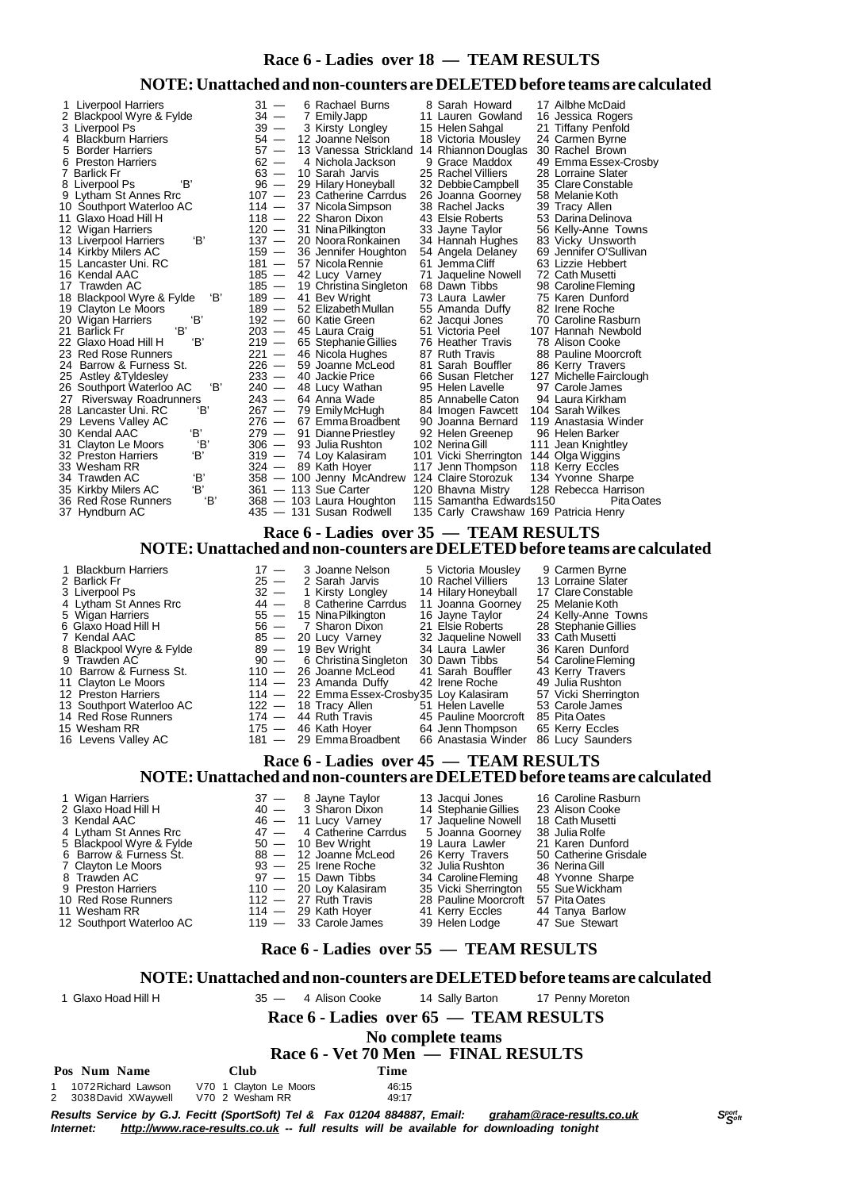## Race 6 - Ladies over 18 — TEAM RESULTS

### NOTE: Unattached and non-counters are DELETED before teams are calculated

| Pos | Team | Points | 1st | 2nd | 3rd |
|---|---|---|---|---|---|
| 1 | Liverpool Harriers | 31 | 6 Rachael Burns | 8 Sarah Howard | 17 Ailbhe McDaid |
| 2 | Blackpool Wyre & Fylde | 34 | 7 Emily Japp | 11 Lauren Gowland | 16 Jessica Rogers |
| 3 | Liverpool Ps | 39 | 3 Kirsty Longley | 15 Helen Sahgal | 21 Tiffany Penfold |
| 4 | Blackburn Harriers | 54 | 12 Joanne Nelson | 18 Victoria Mousley | 24 Carmen Byrne |
| 5 | Border Harriers | 57 | 13 Vanessa Strickland | 14 Rhiannon Douglas | 30 Rachel Brown |
| 6 | Preston Harriers | 62 | 4 Nichola Jackson | 9 Grace Maddox | 49 Emma Essex-Crosby |
| 7 | Barlick Fr | 63 | 10 Sarah Jarvis | 25 Rachel Villiers | 28 Lorraine Slater |
| 8 | Liverpool Ps 'B' | 96 | 29 Hilary Honeyball | 32 Debbie Campbell | 35 Clare Constable |
| 9 | Lytham St Annes Rrc | 107 | 23 Catherine Carrdus | 26 Joanna Goorney | 58 Melanie Koth |
| 10 | Southport Waterloo AC | 114 | 37 Nicola Simpson | 38 Rachel Jacks | 39 Tracy Allen |
| 11 | Glaxo Hoad Hill H | 118 | 22 Sharon Dixon | 43 Elsie Roberts | 53 Darina Delinova |
| 12 | Wigan Harriers | 120 | 31 Nina Pilkington | 33 Jayne Taylor | 56 Kelly-Anne Towns |
| 13 | Liverpool Harriers 'B' | 137 | 20 Noora Ronkainen | 34 Hannah Hughes | 83 Vicky Unsworth |
| 14 | Kirkby Milers AC | 159 | 36 Jennifer Houghton | 54 Angela Delaney | 69 Jennifer O'Sullivan |
| 15 | Lancaster Uni. RC | 181 | 57 Nicola Rennie | 61 Jemma Cliff | 63 Lizzie Hebbert |
| 16 | Kendal AAC | 185 | 42 Lucy Varney | 71 Jaqueline Nowell | 72 Cath Musetti |
| 17 | Trawden AC | 185 | 19 Christina Singleton | 68 Dawn Tibbs | 98 Caroline Fleming |
| 18 | Blackpool Wyre & Fylde 'B' | 189 | 41 Bev Wright | 73 Laura Lawler | 75 Karen Dunford |
| 19 | Clayton Le Moors | 189 | 52 Elizabeth Mullan | 55 Amanda Duffy | 82 Irene Roche |
| 20 | Wigan Harriers 'B' | 192 | 60 Katie Green | 62 Jacqui Jones | 70 Caroline Rasburn |
| 21 | Barlick Fr 'B' | 203 | 45 Laura Craig | 51 Victoria Peel | 107 Hannah Newbold |
| 22 | Glaxo Hoad Hill H 'B' | 219 | 65 Stephanie Gillies | 76 Heather Travis | 78 Alison Cooke |
| 23 | Red Rose Runners | 221 | 46 Nicola Hughes | 87 Ruth Travis | 88 Pauline Moorcroft |
| 24 | Barrow & Furness St. | 226 | 59 Joanne McLeod | 81 Sarah Bouffler | 86 Kerry Travers |
| 25 | Astley &Tyldesley | 233 | 40 Jackie Price | 66 Susan Fletcher | 127 Michelle Fairclough |
| 26 | Southport Waterloo AC 'B' | 240 | 48 Lucy Wathan | 95 Helen Lavelle | 97 Carole James |
| 27 | Riversway Roadrunners | 243 | 64 Anna Wade | 85 Annabelle Caton | 94 Laura Kirkham |
| 28 | Lancaster Uni. RC 'B' | 267 | 79 Emily McHugh | 84 Imogen Fawcett | 104 Sarah Wilkes |
| 29 | Levens Valley AC | 276 | 67 Emma Broadbent | 90 Joanna Bernard | 119 Anastasia Winder |
| 30 | Kendal AAC 'B' | 279 | 91 Dianne Priestley | 92 Helen Greenep | 96 Helen Barker |
| 31 | Clayton Le Moors 'B' | 306 | 93 Julia Rushton | 102 Nerina Gill | 111 Jean Knightley |
| 32 | Preston Harriers 'B' | 319 | 74 Loy Kalasiram | 101 Vicki Sherrington | 144 Olga Wiggins |
| 33 | Wesham RR | 324 | 89 Kath Hoyer | 117 Jenn Thompson | 118 Kerry Eccles |
| 34 | Trawden AC 'B' | 358 | 100 Jenny McAndrew | 124 Claire Storozuk | 134 Yvonne Sharpe |
| 35 | Kirkby Milers AC 'B' | 361 | 113 Sue Carter | 120 Bhavna Mistry | 128 Rebecca Harrison |
| 36 | Red Rose Runners 'B' | 368 | 103 Laura Houghton | 115 Samantha Edwards | 150 Pita Oates |
| 37 | Hyndburn AC | 435 | 131 Susan Rodwell | 135 Carly Crawshaw | 169 Patricia Henry |

## Race 6 - Ladies over 35 — TEAM RESULTS

### NOTE: Unattached and non-counters are DELETED before teams are calculated

| Pos | Team | Points | 1st | 2nd | 3rd |
|---|---|---|---|---|---|
| 1 | Blackburn Harriers | 17 | 3 Joanne Nelson | 5 Victoria Mousley | 9 Carmen Byrne |
| 2 | Barlick Fr | 25 | 2 Sarah Jarvis | 10 Rachel Villiers | 13 Lorraine Slater |
| 3 | Liverpool Ps | 32 | 1 Kirsty Longley | 14 Hilary Honeyball | 17 Clare Constable |
| 4 | Lytham St Annes Rrc | 44 | 8 Catherine Carrdus | 11 Joanna Goorney | 25 Melanie Koth |
| 5 | Wigan Harriers | 55 | 15 Nina Pilkington | 16 Jayne Taylor | 24 Kelly-Anne Towns |
| 6 | Glaxo Hoad Hill H | 56 | 7 Sharon Dixon | 21 Elsie Roberts | 28 Stephanie Gillies |
| 7 | Kendal AAC | 85 | 20 Lucy Varney | 32 Jaqueline Nowell | 33 Cath Musetti |
| 8 | Blackpool Wyre & Fylde | 89 | 19 Bev Wright | 34 Laura Lawler | 36 Karen Dunford |
| 9 | Trawden AC | 90 | 6 Christina Singleton | 30 Dawn Tibbs | 54 Caroline Fleming |
| 10 | Barrow & Furness St. | 110 | 26 Joanne McLeod | 41 Sarah Bouffler | 43 Kerry Travers |
| 11 | Clayton Le Moors | 114 | 23 Amanda Duffy | 42 Irene Roche | 49 Julia Rushton |
| 12 | Preston Harriers | 114 | 22 Emma Essex-Crosby | 35 Loy Kalasiram | 57 Vicki Sherrington |
| 13 | Southport Waterloo AC | 122 | 18 Tracy Allen | 51 Helen Lavelle | 53 Carole James |
| 14 | Red Rose Runners | 174 | 44 Ruth Travis | 45 Pauline Moorcroft | 85 Pita Oates |
| 15 | Wesham RR | 175 | 46 Kath Hoyer | 64 Jenn Thompson | 65 Kerry Eccles |
| 16 | Levens Valley AC | 181 | 29 Emma Broadbent | 66 Anastasia Winder | 86 Lucy Saunders |

## Race 6 - Ladies over 45 — TEAM RESULTS

### NOTE: Unattached and non-counters are DELETED before teams are calculated

| Pos | Team | Points | 1st | 2nd | 3rd |
|---|---|---|---|---|---|
| 1 | Wigan Harriers | 37 | 8 Jayne Taylor | 13 Jacqui Jones | 16 Caroline Rasburn |
| 2 | Glaxo Hoad Hill H | 40 | 3 Sharon Dixon | 14 Stephanie Gillies | 23 Alison Cooke |
| 3 | Kendal AAC | 46 | 11 Lucy Varney | 17 Jaqueline Nowell | 18 Cath Musetti |
| 4 | Lytham St Annes Rrc | 47 | 4 Catherine Carrdus | 5 Joanna Goorney | 38 Julia Rolfe |
| 5 | Blackpool Wyre & Fylde | 50 | 10 Bev Wright | 19 Laura Lawler | 21 Karen Dunford |
| 6 | Barrow & Furness St. | 88 | 12 Joanne McLeod | 26 Kerry Travers | 50 Catherine Grisdale |
| 7 | Clayton Le Moors | 93 | 25 Irene Roche | 32 Julia Rushton | 36 Nerina Gill |
| 8 | Trawden AC | 97 | 15 Dawn Tibbs | 34 Caroline Fleming | 48 Yvonne Sharpe |
| 9 | Preston Harriers | 110 | 20 Loy Kalasiram | 35 Vicki Sherrington | 55 Sue Wickham |
| 10 | Red Rose Runners | 112 | 27 Ruth Travis | 28 Pauline Moorcroft | 57 Pita Oates |
| 11 | Wesham RR | 114 | 29 Kath Hoyer | 41 Kerry Eccles | 44 Tanya Barlow |
| 12 | Southport Waterloo AC | 119 | 33 Carole James | 39 Helen Lodge | 47 Sue Stewart |

## Race 6 - Ladies over 55 — TEAM RESULTS

### NOTE: Unattached and non-counters are DELETED before teams are calculated

| Pos | Team | Points | 1st | 2nd | 3rd |
|---|---|---|---|---|---|
| 1 | Glaxo Hoad Hill H | 35 | 4 Alison Cooke | 14 Sally Barton | 17 Penny Moreton |

## Race 6 - Ladies over 65 — TEAM RESULTS

**No complete teams**

## Race 6 - Vet 70 Men — FINAL RESULTS

| Pos | Num | Name | Club | Time |
|---|---|---|---|---|
| 1 | 1072 | Richard Lawson | V70 1 Clayton Le Moors | 46:15 |
| 2 | 3038 | David XWaywell | V70 2 Wesham RR | 49:17 |

*Results Service by G.J. Fecitt (SportSoft) Tel & Fax 01204 884887, Email: graham@race-results.co.uk*
*Internet: http://www.race-results.co.uk -- full results will be available for downloading tonight*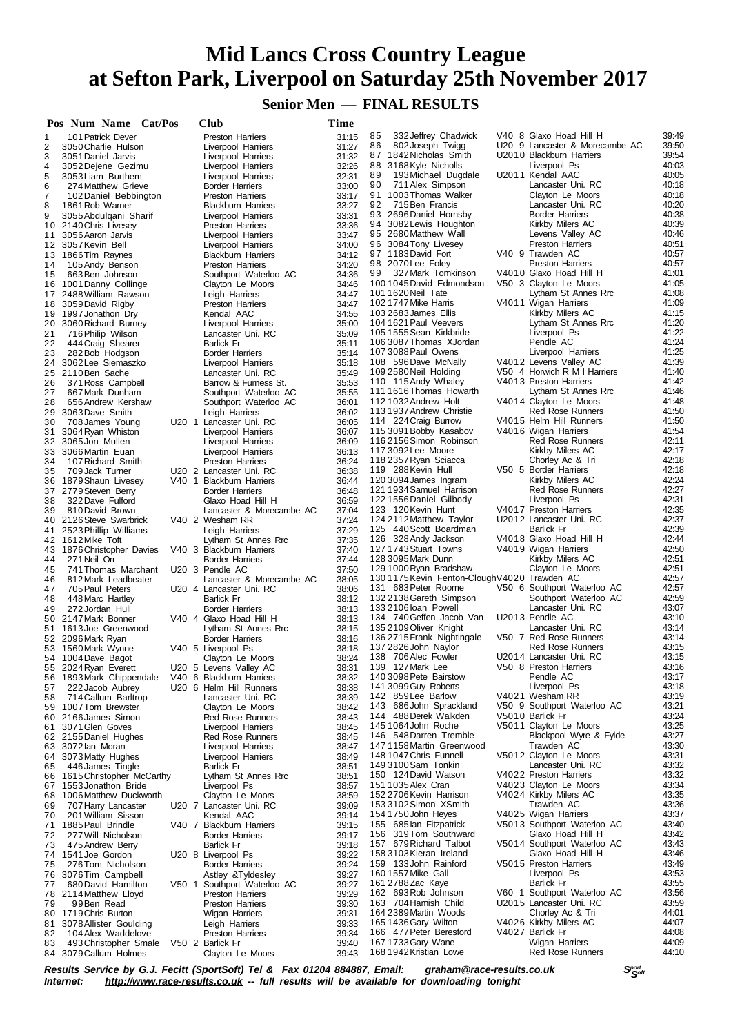# Mid Lancs Cross Country League
# at Sefton Park, Liverpool on Saturday 25th November 2017

## Senior Men — FINAL RESULTS

| Pos | Num | Name | Cat/Pos | Club | Time |
|---|---|---|---|---|---|
| 1 | 101 | Patrick Dever | | Preston Harriers | 31:15 |
| 2 | 3050 | Charlie Hulson | | Liverpool Harriers | 31:27 |
| 3 | 3051 | Daniel Jarvis | | Liverpool Harriers | 31:32 |
| 4 | 3052 | Dejene Gezimu | | Liverpool Harriers | 32:26 |
| 5 | 3053 | Liam Burthem | | Liverpool Harriers | 32:31 |
| 6 | 274 | Matthew Grieve | | Border Harriers | 33:00 |
| 7 | 102 | Daniel Bebbington | | Preston Harriers | 33:17 |
| 8 | 1861 | Rob Warner | | Blackburn Harriers | 33:27 |
| 9 | 3055 | Abdulqani Sharif | | Liverpool Harriers | 33:31 |
| 10 | 2140 | Chris Livesey | | Preston Harriers | 33:36 |
| 11 | 3056 | Aaron Jarvis | | Liverpool Harriers | 33:47 |
| 12 | 3057 | Kevin Bell | | Liverpool Harriers | 34:00 |
| 13 | 1866 | Tim Raynes | | Blackburn Harriers | 34:12 |
| 14 | 105 | Andy Benson | | Preston Harriers | 34:20 |
| 15 | 663 | Ben Johnson | | Southport Waterloo AC | 34:36 |
| 16 | 1001 | Danny Collinge | | Clayton Le Moors | 34:46 |
| 17 | 2488 | William Rawson | | Leigh Harriers | 34:47 |
| 18 | 3059 | David Rigby | | Preston Harriers | 34:47 |
| 19 | 1997 | Jonathon Dry | | Kendal AAC | 34:55 |
| 20 | 3060 | Richard Burney | | Liverpool Harriers | 35:00 |
| 21 | 716 | Philip Wilson | | Lancaster Uni. RC | 35:09 |
| 22 | 444 | Craig Shearer | | Barlick Fr | 35:11 |
| 23 | 282 | Bob Hodgson | | Border Harriers | 35:14 |
| 24 | 3062 | Lee Siemaszko | | Liverpool Harriers | 35:18 |
| 25 | 2110 | Ben Sache | | Lancaster Uni. RC | 35:49 |
| 26 | 371 | Ross Campbell | | Barrow & Furness St. | 35:53 |
| 27 | 667 | Mark Dunham | | Southport Waterloo AC | 35:55 |
| 28 | 656 | Andrew Kershaw | | Southport Waterloo AC | 36:01 |
| 29 | 3063 | Dave Smith | | Leigh Harriers | 36:02 |
| 30 | 708 | James Young | U20 1 | Lancaster Uni. RC | 36:05 |
| 31 | 3064 | Ryan Whiston | | Liverpool Harriers | 36:07 |
| 32 | 3065 | Jon Mullen | | Liverpool Harriers | 36:09 |
| 33 | 3066 | Martin Euan | | Liverpool Harriers | 36:13 |
| 34 | 107 | Richard Smith | | Preston Harriers | 36:24 |
| 35 | 709 | Jack Turner | U20 2 | Lancaster Uni. RC | 36:38 |
| 36 | 1879 | Shaun Livesey | V40 1 | Blackburn Harriers | 36:44 |
| 37 | 2779 | Steven Berry | | Border Harriers | 36:48 |
| 38 | 322 | Dave Fulford | | Glaxo Hoad Hill H | 36:59 |
| 39 | 810 | David Brown | | Lancaster & Morecambe AC | 37:04 |
| 40 | 2126 | Steve Swarbrick | V40 2 | Wesham RR | 37:24 |
| 41 | 2523 | Phillip Williams | | Leigh Harriers | 37:29 |
| 42 | 1612 | Mike Toft | | Lytham St Annes Rrc | 37:35 |
| 43 | 1876 | Christopher Davies | V40 3 | Blackburn Harriers | 37:40 |
| 44 | 271 | Neil Orr | | Border Harriers | 37:44 |
| 45 | 741 | Thomas Marchant | U20 3 | Pendle AC | 37:50 |
| 46 | 812 | Mark Leadbeater | | Lancaster & Morecambe AC | 38:05 |
| 47 | 705 | Paul Peters | U20 4 | Lancaster Uni. RC | 38:06 |
| 48 | 448 | Marc Hartley | | Barlick Fr | 38:12 |
| 49 | 272 | Jordan Hull | | Border Harriers | 38:13 |
| 50 | 2147 | Mark Bonner | V40 4 | Glaxo Hoad Hill H | 38:13 |
| 51 | 1613 | Joe Greenwood | | Lytham St Annes Rrc | 38:15 |
| 52 | 2096 | Mark Ryan | | Border Harriers | 38:16 |
| 53 | 1560 | Mark Wynne | V40 5 | Liverpool Ps | 38:18 |
| 54 | 1004 | Dave Bagot | | Clayton Le Moors | 38:24 |
| 55 | 2024 | Ryan Everett | U20 5 | Levens Valley AC | 38:31 |
| 56 | 1893 | Mark Chippendale | V40 6 | Blackburn Harriers | 38:32 |
| 57 | 222 | Jacob Aubrey | U20 6 | Helm Hill Runners | 38:38 |
| 58 | 714 | Callum Barltrop | | Lancaster Uni. RC | 38:39 |
| 59 | 1007 | Tom Brewster | | Clayton Le Moors | 38:42 |
| 60 | 2166 | James Simon | | Red Rose Runners | 38:43 |
| 61 | 3071 | Glen Goves | | Liverpool Harriers | 38:45 |
| 62 | 2155 | Daniel Hughes | | Red Rose Runners | 38:45 |
| 63 | 3072 | Ian Moran | | Liverpool Harriers | 38:47 |
| 64 | 3073 | Matty Hughes | | Liverpool Harriers | 38:49 |
| 65 | 446 | James Tingle | | Barlick Fr | 38:51 |
| 66 | 1615 | Christopher McCarthy | | Lytham St Annes Rrc | 38:51 |
| 67 | 1553 | Jonathon Bride | | Liverpool Ps | 38:57 |
| 68 | 1006 | Matthew Duckworth | | Clayton Le Moors | 38:59 |
| 69 | 707 | Harry Lancaster | U20 7 | Lancaster Uni. RC | 39:09 |
| 70 | 201 | William Sisson | | Kendal AAC | 39:14 |
| 71 | 1885 | Paul Brindle | V40 7 | Blackburn Harriers | 39:15 |
| 72 | 277 | Will Nicholson | | Border Harriers | 39:17 |
| 73 | 475 | Andrew Berry | | Barlick Fr | 39:18 |
| 74 | 1541 | Joe Gordon | U20 8 | Liverpool Ps | 39:22 |
| 75 | 276 | Tom Nicholson | | Border Harriers | 39:24 |
| 76 | 3076 | Tim Campbell | | Astley &Tyldesley | 39:27 |
| 77 | 680 | David Hamilton | V50 1 | Southport Waterloo AC | 39:27 |
| 78 | 2114 | Matthew Lloyd | | Preston Harriers | 39:29 |
| 79 | 99 | Ben Read | | Preston Harriers | 39:30 |
| 80 | 1719 | Chris Burton | | Wigan Harriers | 39:31 |
| 81 | 3078 | Allister Goulding | | Leigh Harriers | 39:33 |
| 82 | 104 | Alex Waddelove | | Preston Harriers | 39:34 |
| 83 | 493 | Christopher Smale | V50 2 | Barlick Fr | 39:40 |
| 84 | 3079 | Callum Holmes | | Clayton Le Moors | 39:43 |
| 85 | 332 | Jeffrey Chadwick | V40 8 | Glaxo Hoad Hill H | 39:49 |
| 86 | 802 | Joseph Twigg | U20 9 | Lancaster & Morecambe AC | 39:50 |
| 87 | 1842 | Nicholas Smith | U2010 | Blackburn Harriers | 39:54 |
| 88 | 3168 | Kyle Nicholls | | Liverpool Ps | 40:03 |
| 89 | 193 | Michael Dugdale | U2011 | Kendal AAC | 40:05 |
| 90 | 711 | Alex Simpson | | Lancaster Uni. RC | 40:18 |
| 91 | 1003 | Thomas Walker | | Clayton Le Moors | 40:18 |
| 92 | 715 | Ben Francis | | Lancaster Uni. RC | 40:20 |
| 93 | 2696 | Daniel Hornsby | | Border Harriers | 40:38 |
| 94 | 3082 | Lewis Houghton | | Kirkby Milers AC | 40:39 |
| 95 | 2680 | Matthew Wall | | Levens Valley AC | 40:46 |
| 96 | 3084 | Tony Livesey | | Preston Harriers | 40:51 |
| 97 | 1183 | David Fort | V40 9 | Trawden AC | 40:57 |
| 98 | 2070 | Lee Foley | | Preston Harriers | 40:57 |
| 99 | 327 | Mark Tomkinson | V4010 | Glaxo Hoad Hill H | 41:01 |
| 100 | 1045 | David Edmondson | V50 3 | Clayton Le Moors | 41:05 |
| 101 | 1620 | Neil Tate | | Lytham St Annes Rrc | 41:08 |
| 102 | 1747 | Mike Harris | V4011 | Wigan Harriers | 41:09 |
| 103 | 2683 | James Ellis | | Kirkby Milers AC | 41:15 |
| 104 | 1621 | Paul Veevers | | Lytham St Annes Rrc | 41:20 |
| 105 | 1555 | Sean Kirkbride | | Liverpool Ps | 41:22 |
| 106 | 3087 | Thomas XJordan | | Pendle AC | 41:24 |
| 107 | 3088 | Paul Owens | | Liverpool Harriers | 41:25 |
| 108 | 596 | Dave McNally | V4012 | Levens Valley AC | 41:39 |
| 109 | 2580 | Neil Holding | V50 4 | Horwich R M I Harriers | 41:40 |
| 110 | 115 | Andy Whaley | V4013 | Preston Harriers | 41:42 |
| 111 | 1616 | Thomas Howarth | | Lytham St Annes Rrc | 41:46 |
| 112 | 1032 | Andrew Holt | V4014 | Clayton Le Moors | 41:48 |
| 113 | 1937 | Andrew Christie | | Red Rose Runners | 41:50 |
| 114 | 224 | Craig Burrow | V4015 | Helm Hill Runners | 41:50 |
| 115 | 3091 | Bobby Kasabov | V4016 | Wigan Harriers | 41:54 |
| 116 | 2156 | Simon Robinson | | Red Rose Runners | 42:11 |
| 117 | 3092 | Lee Moore | | Kirkby Milers AC | 42:17 |
| 118 | 2357 | Ryan Sciacca | | Chorley Ac & Tri | 42:18 |
| 119 | 288 | Kevin Hull | V50 5 | Border Harriers | 42:18 |
| 120 | 3094 | James Ingram | | Kirkby Milers AC | 42:24 |
| 121 | 1934 | Samuel Harrison | | Red Rose Runners | 42:27 |
| 122 | 1556 | Daniel Gilbody | | Liverpool Ps | 42:31 |
| 123 | 120 | Kevin Hunt | V4017 | Preston Harriers | 42:35 |
| 124 | 2112 | Matthew Taylor | U2012 | Lancaster Uni. RC | 42:37 |
| 125 | 440 | Scott Boardman | | Barlick Fr | 42:39 |
| 126 | 328 | Andy Jackson | V4018 | Glaxo Hoad Hill H | 42:44 |
| 127 | 1743 | Stuart Towns | V4019 | Wigan Harriers | 42:50 |
| 128 | 3095 | Mark Dunn | | Kirkby Milers AC | 42:51 |
| 129 | 1000 | Ryan Bradshaw | | Clayton Le Moors | 42:51 |
| 130 | 1175 | Kevin Fenton-Clough | V4020 | Trawden AC | 42:57 |
| 131 | 683 | Peter Roome | V50 6 | Southport Waterloo AC | 42:57 |
| 132 | 2138 | Gareth Simpson | | Southport Waterloo AC | 42:59 |
| 133 | 2106 | Ioan Powell | | Lancaster Uni. RC | 43:07 |
| 134 | 740 | Geffen Jacob Van | U2013 | Pendle AC | 43:10 |
| 135 | 2109 | Oliver Knight | | Lancaster Uni. RC | 43:14 |
| 136 | 2715 | Frank Nightingale | V50 7 | Red Rose Runners | 43:14 |
| 137 | 2826 | John Naylor | | Red Rose Runners | 43:15 |
| 138 | 706 | Alec Fowler | U2014 | Lancaster Uni. RC | 43:15 |
| 139 | 127 | Mark Lee | V50 8 | Preston Harriers | 43:16 |
| 140 | 3098 | Pete Bairstow | | Pendle AC | 43:17 |
| 141 | 3099 | Guy Roberts | | Liverpool Ps | 43:18 |
| 142 | 859 | Lee Barlow | V4021 | Wesham RR | 43:19 |
| 143 | 686 | John Sprackland | V50 9 | Southport Waterloo AC | 43:21 |
| 144 | 488 | Derek Walkden | V5010 | Barlick Fr | 43:24 |
| 145 | 1064 | John Roche | V5011 | Clayton Le Moors | 43:25 |
| 146 | 548 | Darren Tremble | | Blackpool Wyre & Fylde | 43:27 |
| 147 | 1158 | Martin Greenwood | | Trawden AC | 43:30 |
| 148 | 1047 | Chris Funnell | V5012 | Clayton Le Moors | 43:31 |
| 149 | 3100 | Sam Tonkin | | Lancaster Uni. RC | 43:32 |
| 150 | 124 | David Watson | V4022 | Preston Harriers | 43:32 |
| 151 | 1035 | Alex Cran | V4023 | Clayton Le Moors | 43:34 |
| 152 | 2706 | Kevin Harrison | V4024 | Kirkby Milers AC | 43:35 |
| 153 | 3102 | Simon XSmith | | Trawden AC | 43:36 |
| 154 | 1750 | John Heyes | V4025 | Wigan Harriers | 43:37 |
| 155 | 685 | Ian Fitzpatrick | V5013 | Southport Waterloo AC | 43:40 |
| 156 | 319 | Tom Southward | | Glaxo Hoad Hill H | 43:42 |
| 157 | 679 | Richard Talbot | V5014 | Southport Waterloo AC | 43:43 |
| 158 | 3103 | Kieran Ireland | | Glaxo Hoad Hill H | 43:46 |
| 159 | 133 | John Rainford | V5015 | Preston Harriers | 43:49 |
| 160 | 1557 | Mike Gall | | Liverpool Ps | 43:53 |
| 161 | 2788 | Zac Kaye | | Barlick Fr | 43:55 |
| 162 | 693 | Rob Johnson | V60 1 | Southport Waterloo AC | 43:56 |
| 163 | 704 | Hamish Child | U2015 | Lancaster Uni. RC | 43:59 |
| 164 | 2389 | Martin Woods | | Chorley Ac & Tri | 44:01 |
| 165 | 1436 | Gary Wilton | V4026 | Kirkby Milers AC | 44:07 |
| 166 | 477 | Peter Beresford | V4027 | Barlick Fr | 44:08 |
| 167 | 1733 | Gary Wane | | Wigan Harriers | 44:09 |
| 168 | 1942 | Kristian Lowe | | Red Rose Runners | 44:10 |

*Results Service by G.J. Fecitt (SportSoft) Tel & Fax 01204 884887, Email: graham@race-results.co.uk*
*Internet: http://www.race-results.co.uk -- full results will be available for downloading tonight*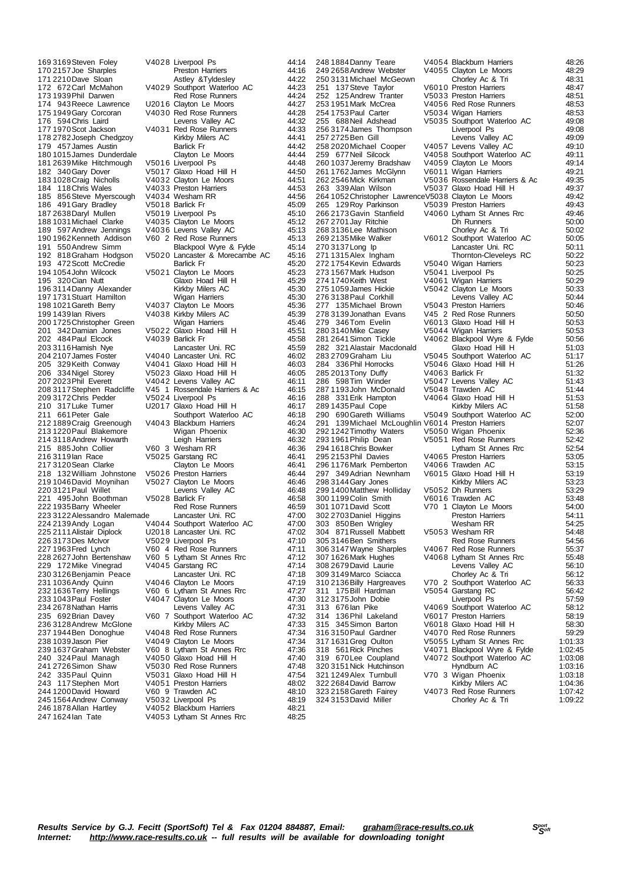| Pos | No | Name | Cat | Club | Time |
|---|---|---|---|---|---|
| 169 | 3169 | Steven Foley | V40 28 | Liverpool Ps | 44:14 |
| 170 | 2157 | Joe Sharples | | Preston Harriers | 44:16 |
| 171 | 2210 | Dave Sloan | | Astley &Tyldesley | 44:22 |
| 172 | 672 | Carl McMahon | V40 29 | Southport Waterloo AC | 44:23 |
| 173 | 1939 | Phil Darwen | | Red Rose Runners | 44:24 |
| 174 | 943 | Reece Lawrence | U20 16 | Clayton Le Moors | 44:27 |
| 175 | 1949 | Gary Corcoran | V40 30 | Red Rose Runners | 44:28 |
| 176 | 594 | Chris Laird | | Levens Valley AC | 44:32 |
| 177 | 1970 | Scot Jackson | V40 31 | Red Rose Runners | 44:33 |
| 178 | 2782 | Joseph Chedgzoy | | Kirkby Milers AC | 44:41 |
| 179 | 457 | James Austin | | Barlick Fr | 44:42 |
| 180 | 1015 | James Dunderdale | | Clayton Le Moors | 44:44 |
| 181 | 2639 | Mike Hitchmough | V50 16 | Liverpool Ps | 44:48 |
| 182 | 340 | Gary Dover | V50 17 | Glaxo Hoad Hill H | 44:50 |
| 183 | 1028 | Craig Nicholls | V40 32 | Clayton Le Moors | 44:51 |
| 184 | 118 | Chris Wales | V40 33 | Preston Harriers | 44:53 |
| 185 | 856 | Steve Myerscough | V40 34 | Wesham RR | 44:56 |
| 186 | 491 | Gary Bradley | V50 18 | Barlick Fr | 45:09 |
| 187 | 2638 | Daryl Mullen | V50 19 | Liverpool Ps | 45:10 |
| 188 | 1031 | Michael Clarke | V40 35 | Clayton Le Moors | 45:12 |
| 189 | 597 | Andrew Jennings | V40 36 | Levens Valley AC | 45:13 |
| 190 | 1962 | Kenneth Addison | V60 2 | Red Rose Runners | 45:13 |
| 191 | 550 | Andrew Simm | | Blackpool Wyre & Fylde | 45:14 |
| 192 | 818 | Graham Hodgson | V50 20 | Lancaster & Morecambe AC | 45:16 |
| 193 | 472 | Scott McCredie | | Barlick Fr | 45:20 |
| 194 | 1054 | John Wilcock | V50 21 | Clayton Le Moors | 45:23 |
| 195 | 320 | Cian Nutt | | Glaxo Hoad Hill H | 45:29 |
| 196 | 3114 | Danny Alexander | | Kirkby Milers AC | 45:30 |
| 197 | 1731 | Stuart Hamilton | | Wigan Harriers | 45:30 |
| 198 | 1021 | Gareth Berry | V40 37 | Clayton Le Moors | 45:36 |
| 199 | 1439 | Ian Rivers | V40 38 | Kirkby Milers AC | 45:39 |
| 200 | 1725 | Christopher Green | | Wigan Harriers | 45:46 |
| 201 | 342 | Damian Jones | V50 22 | Glaxo Hoad Hill H | 45:51 |
| 202 | 484 | Paul Elcock | V40 39 | Barlick Fr | 45:58 |
| 203 | 3116 | Hamish Nye | | Lancaster Uni. RC | 45:59 |
| 204 | 2107 | James Foster | V40 40 | Lancaster Uni. RC | 46:02 |
| 205 | 329 | Keith Conway | V40 41 | Glaxo Hoad Hill H | 46:03 |
| 206 | 334 | Nigel Storey | V50 23 | Glaxo Hoad Hill H | 46:05 |
| 207 | 2023 | Phil Everett | V40 42 | Levens Valley AC | 46:11 |
| 208 | 3117 | Stephen Radcliffe | V45 1 | Rossendale Harriers & Ac | 46:15 |
| 209 | 3172 | Chris Pedder | V50 24 | Liverpool Ps | 46:16 |
| 210 | 317 | Luke Turner | U20 17 | Glaxo Hoad Hill H | 46:17 |
| 211 | 661 | Peter Gale | | Southport Waterloo AC | 46:18 |
| 212 | 1889 | Craig Greenough | V40 43 | Blackburn Harriers | 46:24 |
| 213 | 1220 | Paul Blakemore | | Wigan Phoenix | 46:30 |
| 214 | 3118 | Andrew Howarth | | Leigh Harriers | 46:32 |
| 215 | 885 | John Collier | V60 3 | Wesham RR | 46:36 |
| 216 | 3119 | Ian Race | V50 25 | Garstang RC | 46:41 |
| 217 | 3120 | Sean Clarke | | Clayton Le Moors | 46:41 |
| 218 | 132 | William Johnstone | V50 26 | Preston Harriers | 46:44 |
| 219 | 1046 | David Moynihan | V50 27 | Clayton Le Moors | 46:46 |
| 220 | 3121 | Paul Willet | | Levens Valley AC | 46:48 |
| 221 | 495 | John Boothman | V50 28 | Barlick Fr | 46:58 |
| 222 | 1935 | Barry Wheeler | | Red Rose Runners | 46:59 |
| 223 | 3122 | Alessandro Malemade | | Lancaster Uni. RC | 47:00 |
| 224 | 2139 | Andy Logan | V40 44 | Southport Waterloo AC | 47:00 |
| 225 | 2111 | Alistair Diplock | U20 18 | Lancaster Uni. RC | 47:02 |
| 226 | 3173 | Des McIvor | V50 29 | Liverpool Ps | 47:10 |
| 227 | 1963 | Fred Lynch | V60 4 | Red Rose Runners | 47:11 |
| 228 | 2627 | John Bertenshaw | V60 5 | Lytham St Annes Rrc | 47:12 |
| 229 | 172 | Mike Vinegrad | V40 45 | Garstang RC | 47:14 |
| 230 | 3126 | Benjamin Peace | | Lancaster Uni. RC | 47:18 |
| 231 | 1036 | Andy Quinn | V40 46 | Clayton Le Moors | 47:19 |
| 232 | 1636 | Terry Hellings | V60 6 | Lytham St Annes Rrc | 47:27 |
| 233 | 1043 | Paul Foster | V40 47 | Clayton Le Moors | 47:30 |
| 234 | 2678 | Nathan Harris | | Levens Valley AC | 47:31 |
| 235 | 692 | Brian Davey | V60 7 | Southport Waterloo AC | 47:32 |
| 236 | 3128 | Andrew McGlone | | Kirkby Milers AC | 47:33 |
| 237 | 1944 | Ben Donoghue | V40 48 | Red Rose Runners | 47:34 |
| 238 | 1039 | Jason Pier | V40 49 | Clayton Le Moors | 47:34 |
| 239 | 1637 | Graham Webster | V60 8 | Lytham St Annes Rrc | 47:36 |
| 240 | 324 | Paul Managh | V40 50 | Glaxo Hoad Hill H | 47:40 |
| 241 | 2726 | Simon Shaw | V50 30 | Red Rose Runners | 47:48 |
| 242 | 335 | Paul Quinn | V50 31 | Glaxo Hoad Hill H | 47:54 |
| 243 | 117 | Stephen Mort | V40 51 | Preston Harriers | 48:02 |
| 244 | 1200 | David Howard | V60 9 | Trawden AC | 48:10 |
| 245 | 1564 | Andrew Conway | V50 32 | Liverpool Ps | 48:19 |
| 246 | 1878 | Allan Hartley | V40 52 | Blackburn Harriers | 48:21 |
| 247 | 1624 | Ian Tate | V40 53 | Lytham St Annes Rrc | 48:25 |
| 248 | 1884 | Danny Teare | V40 54 | Blackburn Harriers | 48:26 |
| 249 | 2658 | Andrew Webster | V40 55 | Clayton Le Moors | 48:29 |
| 250 | 3131 | Michael McGeown | | Chorley Ac & Tri | 48:31 |
| 251 | 137 | Steve Taylor | V60 10 | Preston Harriers | 48:47 |
| 252 | 125 | Andrew Tranter | V50 33 | Preston Harriers | 48:51 |
| 253 | 1951 | Mark McCrea | V40 56 | Red Rose Runners | 48:53 |
| 254 | 1753 | Paul Carter | V50 34 | Wigan Harriers | 48:53 |
| 255 | 688 | Neil Adshead | V50 35 | Southport Waterloo AC | 49:08 |
| 256 | 3174 | James Thompson | | Liverpool Ps | 49:08 |
| 257 | 2725 | Ben Gill | | Levens Valley AC | 49:09 |
| 258 | 2020 | Michael Cooper | V40 57 | Levens Valley AC | 49:10 |
| 259 | 677 | Neil Silcock | V40 58 | Southport Waterloo AC | 49:11 |
| 260 | 1037 | Jeremy Bradshaw | V40 59 | Clayton Le Moors | 49:14 |
| 261 | 1762 | James McGlynn | V60 11 | Wigan Harriers | 49:21 |
| 262 | 2546 | Mick Kirkman | V50 36 | Rossendale Harriers & Ac | 49:35 |
| 263 | 339 | Alan Wilson | V50 37 | Glaxo Hoad Hill H | 49:37 |
| 264 | 1052 | Christopher Lawrence | V50 38 | Clayton Le Moors | 49:42 |
| 265 | 129 | Roy Parkinson | V50 39 | Preston Harriers | 49:43 |
| 266 | 2173 | Gavin Stanfield | V40 60 | Lytham St Annes Rrc | 49:46 |
| 267 | 2701 | Jay Ritchie | | Dh Runners | 50:00 |
| 268 | 3136 | Lee Mathison | | Chorley Ac & Tri | 50:02 |
| 269 | 2135 | Mike Walker | V60 12 | Southport Waterloo AC | 50:05 |
| 270 | 3137 | Long Ip | | Lancaster Uni. RC | 50:11 |
| 271 | 1315 | Alex Ingham | | Thornton-Cleveleys RC | 50:22 |
| 272 | 1754 | Kevin Edwards | V50 40 | Wigan Harriers | 50:23 |
| 273 | 1567 | Mark Hudson | V50 41 | Liverpool Ps | 50:25 |
| 274 | 1742 | Keith West | V40 61 | Wigan Harriers | 50:29 |
| 275 | 1059 | James Hickie | V50 42 | Clayton Le Moors | 50:33 |
| 276 | 3138 | Paul Corkhill | | Levens Valley AC | 50:44 |
| 277 | 135 | Michael Brown | V50 43 | Preston Harriers | 50:46 |
| 278 | 3139 | Jonathan Evans | V45 2 | Red Rose Runners | 50:50 |
| 279 | 346 | Tom Evelin | V60 13 | Glaxo Hoad Hill H | 50:53 |
| 280 | 3140 | Mike Casey | V50 44 | Wigan Harriers | 50:53 |
| 281 | 2641 | Simon Tickle | V40 62 | Blackpool Wyre & Fylde | 50:56 |
| 282 | 321 | Alastair Macdonald | | Glaxo Hoad Hill H | 51:03 |
| 283 | 2709 | Graham Liu | V50 45 | Southport Waterloo AC | 51:17 |
| 284 | 336 | Phil Horrocks | V50 46 | Glaxo Hoad Hill H | 51:26 |
| 285 | 2013 | Tony Duffy | V40 63 | Barlick Fr | 51:32 |
| 286 | 598 | Tim Winder | V50 47 | Levens Valley AC | 51:43 |
| 287 | 1193 | John McDonald | V50 48 | Trawden AC | 51:44 |
| 288 | 331 | Erik Hampton | V40 64 | Glaxo Hoad Hill H | 51:53 |
| 289 | 1435 | Paul Cope | | Kirkby Milers AC | 51:58 |
| 290 | 690 | Gareth Williams | V50 49 | Southport Waterloo AC | 52:00 |
| 291 | 139 | Michael McLoughlin | V60 14 | Preston Harriers | 52:07 |
| 292 | 1242 | Timothy Waters | V50 50 | Wigan Phoenix | 52:36 |
| 293 | 1961 | Philip Dean | V50 51 | Red Rose Runners | 52:42 |
| 294 | 1618 | Chris Bowker | | Lytham St Annes Rrc | 52:54 |
| 295 | 2153 | Phil Davies | V40 65 | Preston Harriers | 53:05 |
| 296 | 1176 | Mark Pemberton | V40 66 | Trawden AC | 53:15 |
| 297 | 349 | Adrian Newnham | V60 15 | Glaxo Hoad Hill H | 53:19 |
| 298 | 3144 | Gary Jones | | Kirkby Milers AC | 53:23 |
| 299 | 1400 | Matthew Holliday | V50 52 | Dh Runners | 53:29 |
| 300 | 1199 | Colin Smith | V60 16 | Trawden AC | 53:48 |
| 301 | 1071 | David Scott | V70 1 | Clayton Le Moors | 54:00 |
| 302 | 2703 | Daniel Higgins | | Preston Harriers | 54:11 |
| 303 | 850 | Ben Wrigley | | Wesham RR | 54:25 |
| 304 | 871 | Russell Mabbett | V50 53 | Wesham RR | 54:48 |
| 305 | 3146 | Ben Smithers | | Red Rose Runners | 54:56 |
| 306 | 3147 | Wayne Sharples | V40 67 | Red Rose Runners | 55:37 |
| 307 | 1626 | Mark Hughes | V40 68 | Lytham St Annes Rrc | 55:48 |
| 308 | 2679 | David Laurie | | Levens Valley AC | 56:10 |
| 309 | 3149 | Marco Sciacca | | Chorley Ac & Tri | 56:12 |
| 310 | 2136 | Billy Hargreaves | V70 2 | Southport Waterloo AC | 56:33 |
| 311 | 175 | Bill Hardman | V50 54 | Garstang RC | 56:42 |
| 312 | 3175 | John Dobie | | Liverpool Ps | 57:59 |
| 313 | 676 | Ian Pike | V40 69 | Southport Waterloo AC | 58:12 |
| 314 | 136 | Phil Lakeland | V60 17 | Preston Harriers | 58:19 |
| 315 | 345 | Simon Barton | V60 18 | Glaxo Hoad Hill H | 58:30 |
| 316 | 3150 | Paul Gardner | V40 70 | Red Rose Runners | 59:29 |
| 317 | 1631 | Greg Oulton | V50 55 | Lytham St Annes Rrc | 1:01:33 |
| 318 | 561 | Rick Pinches | V40 71 | Blackpool Wyre & Fylde | 1:02:45 |
| 319 | 670 | Lee Coupland | V40 72 | Southport Waterloo AC | 1:03:08 |
| 320 | 3151 | Nick Hutchinson | | Hyndburn AC | 1:03:16 |
| 321 | 1249 | Alex Turnbull | V70 3 | Wigan Phoenix | 1:03:18 |
| 322 | 2684 | David Barrow | | Kirkby Milers AC | 1:04:36 |
| 323 | 2158 | Gareth Fairey | V40 73 | Red Rose Runners | 1:07:42 |
| 324 | 3153 | David Miller | | Chorley Ac & Tri | 1:09:22 |

***Results Service by G.J. Fecitt (SportSoft) Tel & Fax 01204 884887, Email: graham@race-results.co.uk***
***Internet: http://www.race-results.co.uk -- full results will be available for downloading tonight***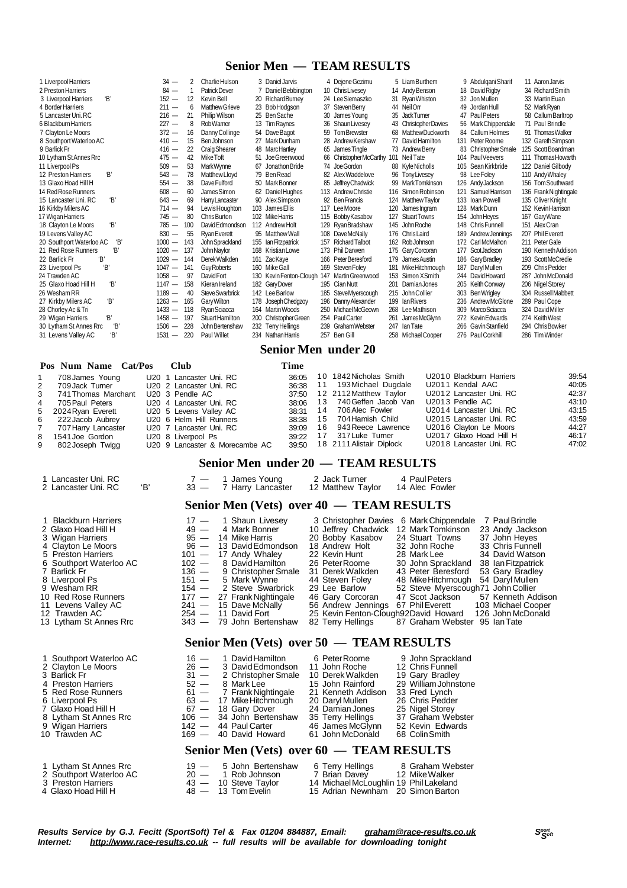# Senior Men — TEAM RESULTS

| | | | | | | | | | |
|---|---|---|---|---|---|---|---|---|---|
| 1 Liverpool Harriers | 34 — | 2 Charlie Hulson | 3 Daniel Jarvis | 4 Dejene Gezimu | 5 Liam Burthem | 9 Abdulqani Sharif | 11 Aaron Jarvis |
| 2 Preston Harriers | 84 — | 1 Patrick Dever | 7 Daniel Bebbington | 10 Chris Livesey | 14 Andy Benson | 18 David Rigby | 34 Richard Smith |
| 3 Liverpool Harriers 'B' | 152 — | 12 Kevin Bell | 20 Richard Burney | 24 Lee Siemaszko | 31 Ryan Whiston | 32 Jon Mullen | 33 Martin Euan |
| 4 Border Harriers | 211 — | 6 Matthew Grieve | 23 Bob Hodgson | 37 Steven Berry | 44 Neil Orr | 49 Jordan Hull | 52 Mark Ryan |
| 5 Lancaster Uni. RC | 216 — | 21 Philip Wilson | 25 Ben Sache | 30 James Young | 35 Jack Turner | 47 Paul Peters | 58 Callum Barltrop |
| 6 Blackburn Harriers | 227 — | 8 Rob Warner | 13 Tim Raynes | 36 Shaun Livesey | 43 Christopher Davies | 56 Mark Chippendale | 71 Paul Brindle |
| 7 Clayton Le Moors | 372 — | 16 Danny Collinge | 54 Dave Bagot | 59 Tom Brewster | 68 Matthew Duckworth | 84 Callum Holmes | 91 Thomas Walker |
| 8 Southport Waterloo AC | 410 — | 15 Ben Johnson | 27 Mark Dunham | 28 Andrew Kershaw | 77 David Hamilton | 131 Peter Roome | 132 Gareth Simpson |
| 9 Barlick Fr | 416 — | 22 Craig Shearer | 48 Marc Hartley | 65 James Tingle | 73 Andrew Berry | 83 Christopher Smale | 125 Scott Boardman |
| 10 Lytham St Annes Rrc | 475 — | 42 Mike Toft | 51 Joe Greenwood | 66 Christopher McCarthy | 101 Neil Tate | 104 Paul Veevers | 111 Thomas Howarth |
| 11 Liverpool Ps | 509 — | 53 Mark Wynne | 67 Jonathon Bride | 74 Joe Gordon | 88 Kyle Nicholls | 105 Sean Kirkbride | 122 Daniel Gilbody |
| 12 Preston Harriers 'B' | 543 — | 78 Matthew Lloyd | 79 Ben Read | 82 Alex Waddelove | 96 Tony Livesey | 98 Lee Foley | 110 Andy Whaley |
| 13 Glaxo Hoad Hill H | 554 — | 38 Dave Fulford | 50 Mark Bonner | 85 Jeffrey Chadwick | 99 Mark Tomkinson | 126 Andy Jackson | 156 Tom Southward |
| 14 Red Rose Runners | 608 — | 60 James Simon | 62 Daniel Hughes | 113 Andrew Christie | 116 Simon Robinson | 121 Samuel Harrison | 136 Frank Nightingale |
| 15 Lancaster Uni. RC 'B' | 643 — | 69 Harry Lancaster | 90 Alex Simpson | 92 Ben Francis | 124 Matthew Taylor | 133 Ioan Powell | 135 Oliver Knight |
| 16 Kirkby Milers AC | 714 — | 94 Lewis Houghton | 103 James Ellis | 117 Lee Moore | 120 James Ingram | 128 Mark Dunn | 152 Kevin Harrison |
| 17 Wigan Harriers | 745 — | 80 Chris Burton | 102 Mike Harris | 115 Bobby Kasabov | 127 Stuart Towns | 154 John Heyes | 167 Gary Wane |
| 18 Clayton Le Moors 'B' | 785 — | 100 David Edmondson | 112 Andrew Holt | 129 Ryan Bradshaw | 145 John Roche | 148 Chris Funnell | 151 Alex Cran |
| 19 Levens Valley AC | 830 — | 55 Ryan Everett | 95 Matthew Wall | 108 Dave McNally | 176 Chris Laird | 189 Andrew Jennings | 207 Phil Everett |
| 20 Southport Waterloo AC 'B' | 1000 — | 143 John Sprackland | 155 Ian Fitzpatrick | 157 Richard Talbot | 162 Rob Johnson | 172 Carl McMahon | 211 Peter Gale |
| 21 Red Rose Runners 'B' | 1020 — | 137 John Naylor | 168 Kristian Lowe | 173 Phil Darwen | 175 Gary Corcoran | 177 Scot Jackson | 190 Kenneth Addison |
| 22 Barlick Fr 'B' | 1029 — | 144 Derek Walkden | 161 Zac Kaye | 166 Peter Beresford | 179 James Austin | 186 Gary Bradley | 193 Scott McCredie |
| 23 Liverpool Ps 'B' | 1047 — | 141 Guy Roberts | 160 Mike Gall | 169 Steven Foley | 181 Mike Hitchmough | 187 Daryl Mullen | 209 Chris Pedder |
| 24 Trawden AC | 1058 — | 97 David Fort | 130 Kevin Fenton-Clough | 147 Martin Greenwood | 153 Simon X Smith | 244 David Howard | 287 John McDonald |
| 25 Glaxo Hoad Hill H 'B' | 1147 — | 182 Kieran Ireland | 182 Gary Dover | 195 Cian Nutt | 201 Damian Jones | 205 Keith Conway | 206 Nigel Storey |
| 26 Wesham RR | 1189 — | 40 Steve Swarbrick | 142 Lee Barlow | 185 Steve Myerscough | 215 John Collier | 303 Ben Wrigley | 304 Russell Mabbett |
| 27 Kirkby Milers AC 'B' | 1263 — | 165 Gary Wilton | 178 Joseph Chedgzoy | 196 Danny Alexander | 199 Ian Rivers | 236 Andrew McGlone | 289 Paul Cope |
| 28 Chorley Ac & Tri | 1433 — | 118 Ryan Sciacca | 164 Martin Woods | 250 Michael McGeown | 268 Lee Mathison | 309 Marco Sciacca | 324 David Miller |
| 29 Wigan Harriers 'B' | 1458 — | 197 Stuart Hamilton | 200 Christopher Green | 254 Paul Carter | 261 James McGlynn | 272 Kevin Edwards | 274 Keith West |
| 30 Lytham St Annes Rrc 'B' | 1506 — | 228 John Bertenshaw | 232 Terry Hellings | 239 Graham Webster | 247 Ian Tate | 266 Gavin Stanfield | 294 Chris Bowker |
| 31 Levens Valley AC 'B' | 1531 — | 220 Paul Willet | 234 Nathan Harris | 257 Ben Gill | 258 Michael Cooper | 276 Paul Corkhill | 286 Tim Winder |

# Senior Men under 20

| Pos | Num | Name | Cat/Pos | Club | Time |
|---|---|---|---|---|---|
| 1 | 708 | James Young | U20 1 | Lancaster Uni. RC | 36:05 |
| 2 | 709 | Jack Turner | U20 2 | Lancaster Uni. RC | 36:38 |
| 3 | 741 | Thomas Marchant | U20 3 | Pendle AC | 37:50 |
| 4 | 705 | Paul Peters | U20 4 | Lancaster Uni. RC | 38:06 |
| 5 | 2024 | Ryan Everett | U20 5 | Levens Valley AC | 38:31 |
| 6 | 222 | Jacob Aubrey | U20 6 | Helm Hill Runners | 38:38 |
| 7 | 707 | Harry Lancaster | U20 7 | Lancaster Uni. RC | 39:09 |
| 8 | 1541 | Joe Gordon | U20 8 | Liverpool Ps | 39:22 |
| 9 | 802 | Joseph Twigg | U20 9 | Lancaster & Morecambe AC | 39:50 |
| 10 | 1842 | Nicholas Smith | U20 10 | Blackburn Harriers | 39:54 |
| 11 | 193 | Michael Dugdale | U20 11 | Kendal AAC | 40:05 |
| 12 | 2112 | Matthew Taylor | U20 12 | Lancaster Uni. RC | 42:37 |
| 13 | 740 | Geffen Jacob Van | U20 13 | Pendle AC | 43:10 |
| 14 | 706 | Alec Fowler | U20 14 | Lancaster Uni. RC | 43:15 |
| 15 | 704 | Hamish Child | U20 15 | Lancaster Uni. RC | 43:59 |
| 16 | 943 | Reece Lawrence | U20 16 | Clayton Le Moors | 44:27 |
| 17 | 317 | Luke Turner | U20 17 | Glaxo Hoad Hill H | 46:17 |
| 18 | 2111 | Alistair Diplock | U20 18 | Lancaster Uni. RC | 47:02 |

# Senior Men under 20 — TEAM RESULTS

| | | | | |
|---|---|---|---|---|
| 1 Lancaster Uni. RC | 7 — | 1 James Young | 2 Jack Turner | 4 Paul Peters |
| 2 Lancaster Uni. RC 'B' | 33 — | 7 Harry Lancaster | 12 Matthew Taylor | 14 Alec Fowler |

# Senior Men (Vets) over 40 — TEAM RESULTS

| | | | | | |
|---|---|---|---|---|---|
| 1 Blackburn Harriers | 17 — | 1 Shaun Livesey | 3 Christopher Davies | 6 Mark Chippendale | 7 Paul Brindle |
| 2 Glaxo Hoad Hill H | 49 — | 4 Mark Bonner | 10 Jeffrey Chadwick | 12 Mark Tomkinson | 23 Andy Jackson |
| 3 Wigan Harriers | 95 — | 14 Mike Harris | 20 Bobby Kasabov | 24 Stuart Towns | 37 John Heyes |
| 4 Clayton Le Moors | 96 — | 13 David Edmondson | 18 Andrew Holt | 32 John Roche | 33 Chris Funnell |
| 5 Preston Harriers | 101 — | 17 Andy Whaley | 22 Kevin Hunt | 28 Mark Lee | 34 David Watson |
| 6 Southport Waterloo AC | 102 — | 8 David Hamilton | 26 Peter Roome | 30 John Sprackland | 38 Ian Fitzpatrick |
| 7 Barlick Fr | 136 — | 9 Christopher Smale | 31 Derek Walkden | 43 Peter Beresford | 53 Gary Bradley |
| 8 Liverpool Ps | 151 — | 5 Mark Wynne | 44 Steven Foley | 48 Mike Hitchmough | 54 Daryl Mullen |
| 9 Wesham RR | 154 — | 2 Steve Swarbrick | 29 Lee Barlow | 52 Steve Myerscough | 71 John Collier |
| 10 Red Rose Runners | 177 — | 27 Frank Nightingale | 46 Gary Corcoran | 47 Scot Jackson | 57 Kenneth Addison |
| 11 Levens Valley AC | 241 — | 15 Dave McNally | 56 Andrew Jennings | 67 Phil Everett | 103 Michael Cooper |
| 12 Trawden AC | 254 — | 11 David Fort | 25 Kevin Fenton-Clough | 92 David Howard | 126 John McDonald |
| 13 Lytham St Annes Rrc | 343 — | 79 John Bertenshaw | 82 Terry Hellings | 87 Graham Webster | 95 Ian Tate |

# Senior Men (Vets) over 50 — TEAM RESULTS

| | | | | |
|---|---|---|---|---|
| 1 Southport Waterloo AC | 16 — | 1 David Hamilton | 6 Peter Roome | 9 John Sprackland |
| 2 Clayton Le Moors | 26 — | 3 David Edmondson | 11 John Roche | 12 Chris Funnell |
| 3 Barlick Fr | 31 — | 2 Christopher Smale | 10 Derek Walkden | 19 Gary Bradley |
| 4 Preston Harriers | 52 — | 8 Mark Lee | 15 John Rainford | 29 William Johnstone |
| 5 Red Rose Runners | 61 — | 7 Frank Nightingale | 21 Kenneth Addison | 33 Fred Lynch |
| 6 Liverpool Ps | 63 — | 17 Mike Hitchmough | 20 Daryl Mullen | 26 Chris Pedder |
| 7 Glaxo Hoad Hill H | 67 — | 18 Gary Dover | 24 Damian Jones | 25 Nigel Storey |
| 8 Lytham St Annes Rrc | 106 — | 34 John Bertenshaw | 35 Terry Hellings | 37 Graham Webster |
| 9 Wigan Harriers | 142 — | 44 Paul Carter | 46 James McGlynn | 52 Kevin Edwards |
| 10 Trawden AC | 169 — | 40 David Howard | 61 John McDonald | 68 Colin Smith |

# Senior Men (Vets) over 60 — TEAM RESULTS

| | | | | |
|---|---|---|---|---|
| 1 Lytham St Annes Rrc | 19 — | 5 John Bertenshaw | 6 Terry Hellings | 8 Graham Webster |
| 2 Southport Waterloo AC | 20 — | 1 Rob Johnson | 7 Brian Davey | 12 Mike Walker |
| 3 Preston Harriers | 43 — | 10 Steve Taylor | 14 Michael McLoughlin | 19 Phil Lakeland |
| 4 Glaxo Hoad Hill H | 48 — | 13 Tom Evelin | 15 Adrian Newnham | 20 Simon Barton |

***Results Service by G.J. Fecitt (SportSoft) Tel & Fax 01204 884887, Email: graham@race-results.co.uk***
***Internet: http://www.race-results.co.uk -- full results will be available for downloading tonight***